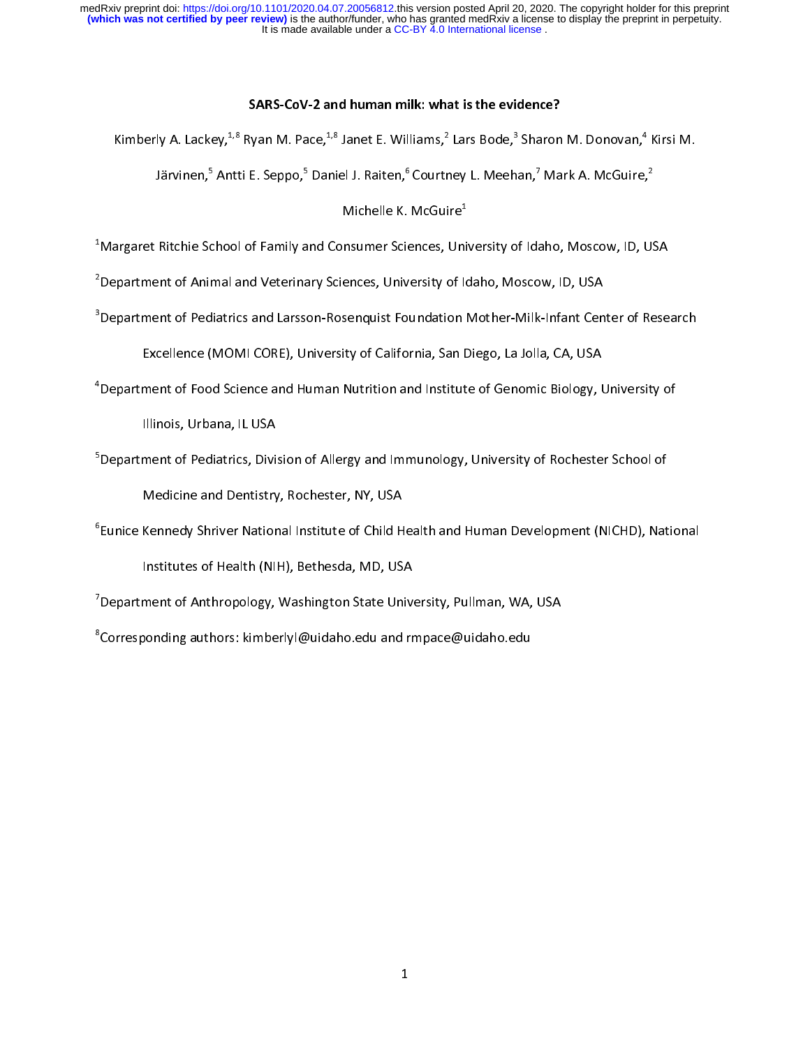# SARS-CoV-2 and human milk: what is the evidence?

Kimberly A. Lackey,[1,8] Ryan M. Pace,[1,8] Janet E. Williams,[2] Lars Bode,[3] Sharon M. Donovan,[4] Kirsi M. Järvinen,[5] Antti E. Seppo,[5] Daniel J. Raiten,[6] Courtney L. Meehan,[7] Mark A. McGuire,[2] Michelle K. McGuire[1]

[1]Margaret Ritchie School of Family and Consumer Sciences, University of Idaho, Moscow, ID, USA

[2]Department of Animal and Veterinary Sciences, University of Idaho, Moscow, ID, USA

[3]Department of Pediatrics and Larsson-Rosenquist Foundation Mother-Milk-Infant Center of Research Excellence (MOMI CORE), University of California, San Diego, La Jolla, CA, USA

[4]Department of Food Science and Human Nutrition and Institute of Genomic Biology, University of Illinois, Urbana, IL USA

[5]Department of Pediatrics, Division of Allergy and Immunology, University of Rochester School of Medicine and Dentistry, Rochester, NY, USA

[6]Eunice Kennedy Shriver National Institute of Child Health and Human Development (NICHD), National Institutes of Health (NIH), Bethesda, MD, USA

[7]Department of Anthropology, Washington State University, Pullman, WA, USA

[8]Corresponding authors: kimberlyl@uidaho.edu and rmpace@uidaho.edu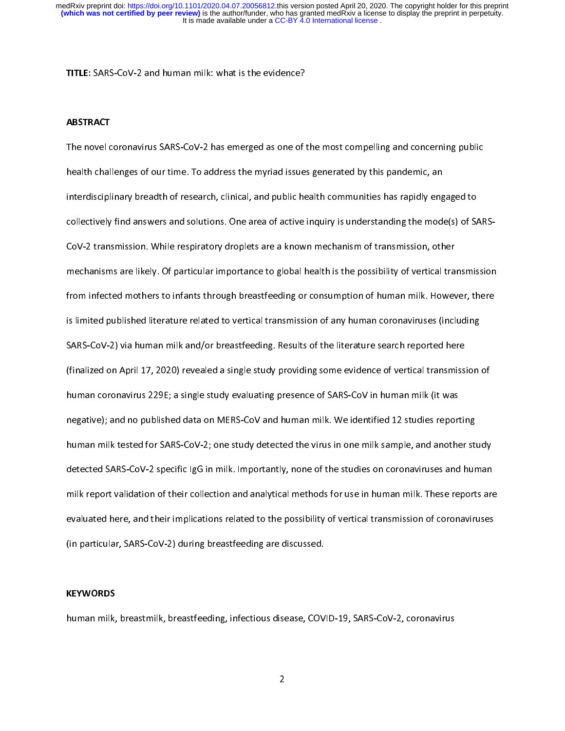**TITLE**: SARS-CoV-2 and human milk: what is the evidence?

## ABSTRACT

The novel coronavirus SARS-CoV-2 has emerged as one of the most compelling and concerning public health challenges of our time. To address the myriad issues generated by this pandemic, an interdisciplinary breadth of research, clinical, and public health communities has rapidly engaged to collectively find answers and solutions. One area of active inquiry is understanding the mode(s) of SARS-CoV-2 transmission. While respiratory droplets are a known mechanism of transmission, other mechanisms are likely. Of particular importance to global health is the possibility of vertical transmission from infected mothers to infants through breastfeeding or consumption of human milk. However, there is limited published literature related to vertical transmission of any human coronaviruses (including SARS-CoV-2) via human milk and/or breastfeeding. Results of the literature search reported here (finalized on April 17, 2020) revealed a single study providing some evidence of vertical transmission of human coronavirus 229E; a single study evaluating presence of SARS-CoV in human milk (it was negative); and no published data on MERS-CoV and human milk. We identified 12 studies reporting human milk tested for SARS-CoV-2; one study detected the virus in one milk sample, and another study detected SARS-CoV-2 specific IgG in milk. Importantly, none of the studies on coronaviruses and human milk report validation of their collection and analytical methods for use in human milk. These reports are evaluated here, and their implications related to the possibility of vertical transmission of coronaviruses (in particular, SARS-CoV-2) during breastfeeding are discussed.

## KEYWORDS

human milk, breastmilk, breastfeeding, infectious disease, COVID-19, SARS-CoV-2, coronavirus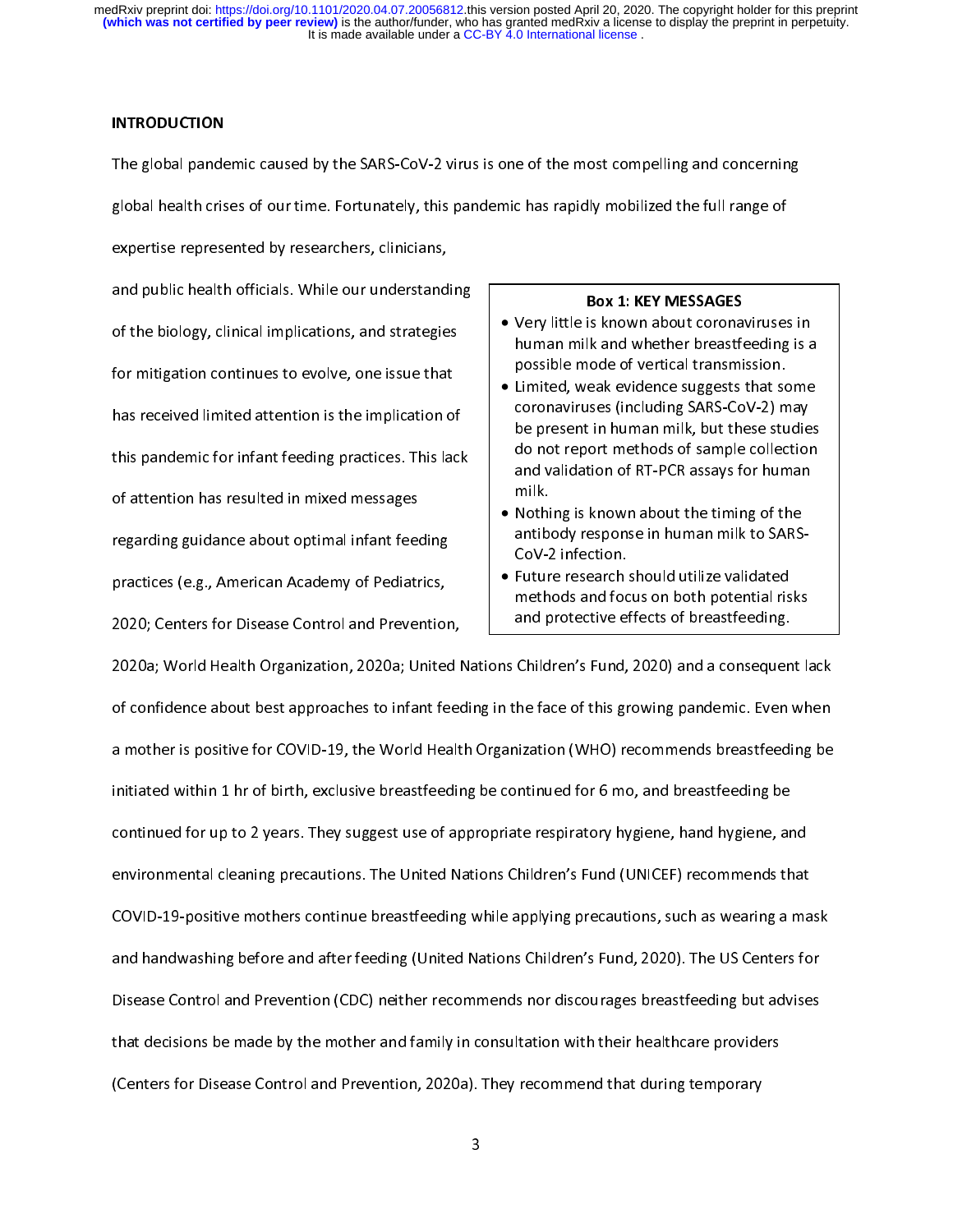## INTRODUCTION

The global pandemic caused by the SARS-CoV-2 virus is one of the most compelling and concerning global health crises of our time. Fortunately, this pandemic has rapidly mobilized the full range of expertise represented by researchers, clinicians, and public health officials. While our understanding of the biology, clinical implications, and strategies for mitigation continues to evolve, one issue that has received limited attention is the implication of this pandemic for infant feeding practices. This lack of attention has resulted in mixed messages regarding guidance about optimal infant feeding practices (e.g., American Academy of Pediatrics, 2020; Centers for Disease Control and Prevention, 2020a; World Health Organization, 2020a; United Nations Children's Fund, 2020) and a consequent lack of confidence about best approaches to infant feeding in the face of this growing pandemic. Even when a mother is positive for COVID-19, the World Health Organization (WHO) recommends breastfeeding be initiated within 1 hr of birth, exclusive breastfeeding be continued for 6 mo, and breastfeeding be continued for up to 2 years. They suggest use of appropriate respiratory hygiene, hand hygiene, and environmental cleaning precautions. The United Nations Children's Fund (UNICEF) recommends that COVID-19-positive mothers continue breastfeeding while applying precautions, such as wearing a mask and handwashing before and after feeding (United Nations Children's Fund, 2020). The US Centers for Disease Control and Prevention (CDC) neither recommends nor discourages breastfeeding but advises that decisions be made by the mother and family in consultation with their healthcare providers (Centers for Disease Control and Prevention, 2020a). They recommend that during temporary

**Box 1: KEY MESSAGES**

- Very little is known about coronaviruses in human milk and whether breastfeeding is a possible mode of vertical transmission.
- Limited, weak evidence suggests that some coronaviruses (including SARS-CoV-2) may be present in human milk, but these studies do not report methods of sample collection and validation of RT-PCR assays for human milk.
- Nothing is known about the timing of the antibody response in human milk to SARS-CoV-2 infection.
- Future research should utilize validated methods and focus on both potential risks and protective effects of breastfeeding.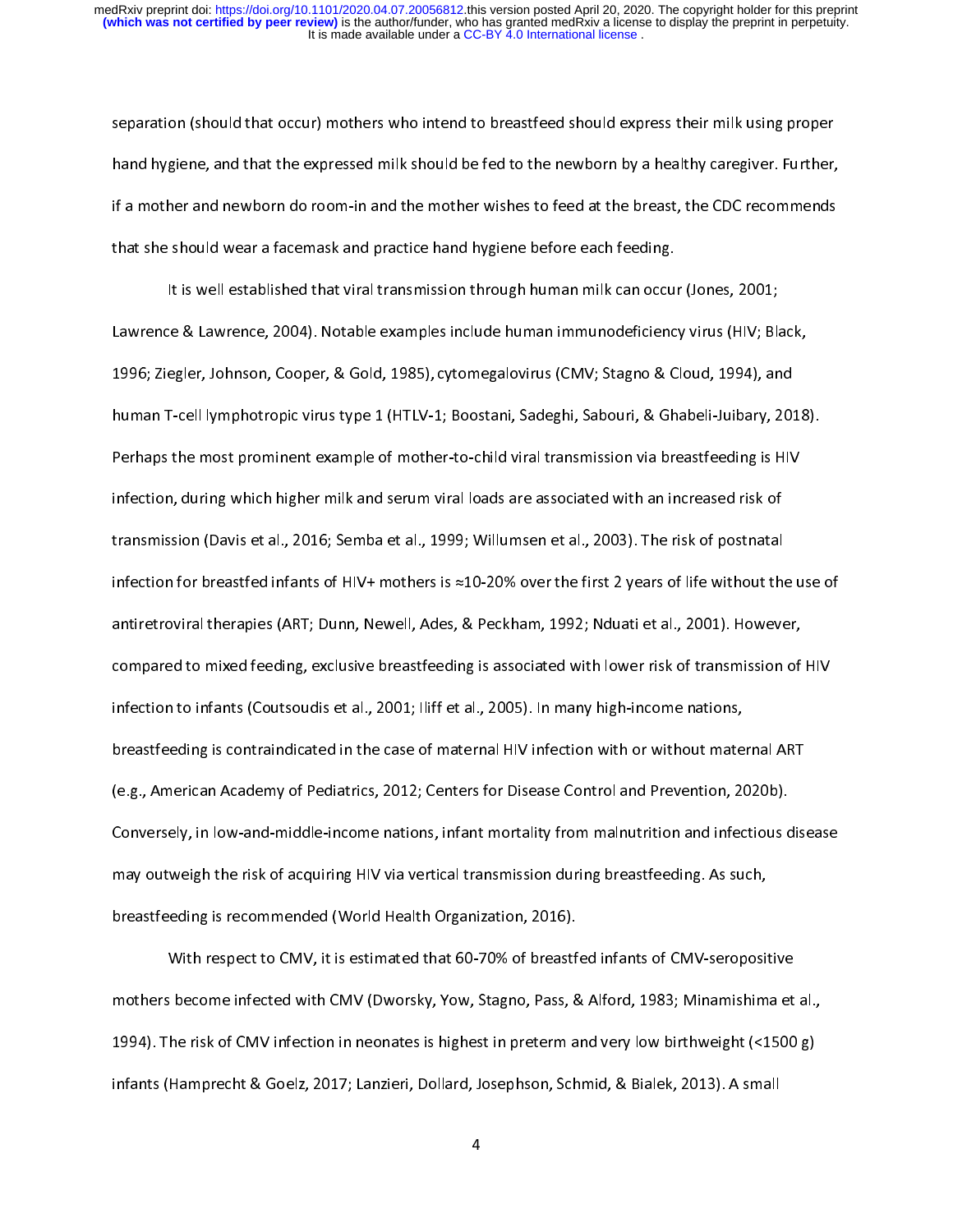separation (should that occur) mothers who intend to breastfeed should express their milk using proper hand hygiene, and that the expressed milk should be fed to the newborn by a healthy caregiver. Further, if a mother and newborn do room-in and the mother wishes to feed at the breast, the CDC recommends that she should wear a facemask and practice hand hygiene before each feeding.

It is well established that viral transmission through human milk can occur (Jones, 2001; Lawrence & Lawrence, 2004). Notable examples include human immunodeficiency virus (HIV; Black, 1996; Ziegler, Johnson, Cooper, & Gold, 1985), cytomegalovirus (CMV; Stagno & Cloud, 1994), and human T-cell lymphotropic virus type 1 (HTLV-1; Boostani, Sadeghi, Sabouri, & Ghabeli-Juibary, 2018). Perhaps the most prominent example of mother-to-child viral transmission via breastfeeding is HIV infection, during which higher milk and serum viral loads are associated with an increased risk of transmission (Davis et al., 2016; Semba et al., 1999; Willumsen et al., 2003). The risk of postnatal infection for breastfed infants of HIV+ mothers is ≈10-20% over the first 2 years of life without the use of antiretroviral therapies (ART; Dunn, Newell, Ades, & Peckham, 1992; Nduati et al., 2001). However, compared to mixed feeding, exclusive breastfeeding is associated with lower risk of transmission of HIV infection to infants (Coutsoudis et al., 2001; Iliff et al., 2005). In many high-income nations, breastfeeding is contraindicated in the case of maternal HIV infection with or without maternal ART (e.g., American Academy of Pediatrics, 2012; Centers for Disease Control and Prevention, 2020b). Conversely, in low-and-middle-income nations, infant mortality from malnutrition and infectious disease may outweigh the risk of acquiring HIV via vertical transmission during breastfeeding. As such, breastfeeding is recommended (World Health Organization, 2016).

With respect to CMV, it is estimated that 60-70% of breastfed infants of CMV-seropositive mothers become infected with CMV (Dworsky, Yow, Stagno, Pass, & Alford, 1983; Minamishima et al., 1994). The risk of CMV infection in neonates is highest in preterm and very low birthweight (<1500 g) infants (Hamprecht & Goelz, 2017; Lanzieri, Dollard, Josephson, Schmid, & Bialek, 2013). A small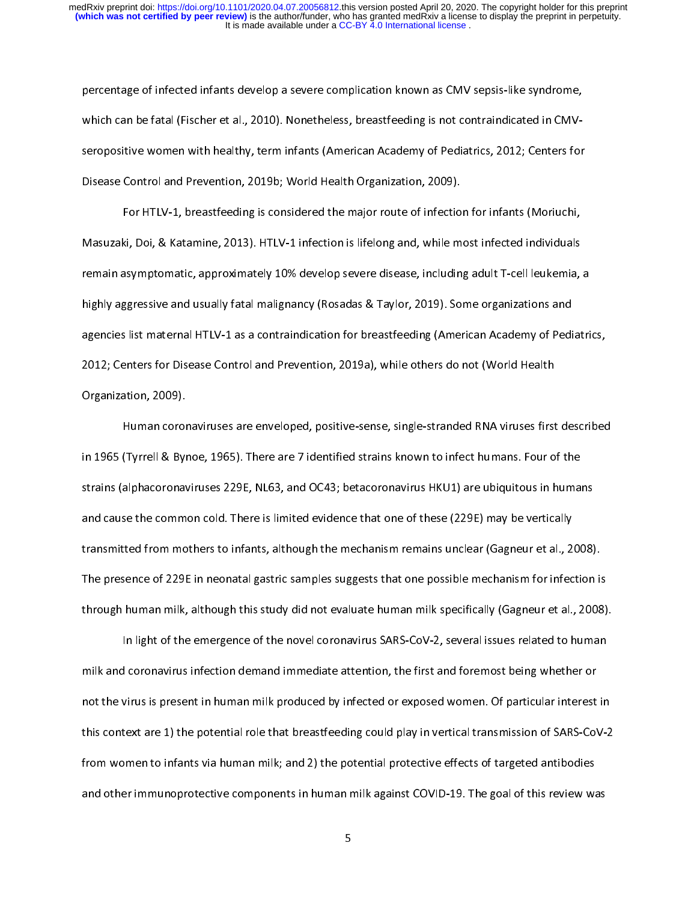percentage of infected infants develop a severe complication known as CMV sepsis-like syndrome, which can be fatal (Fischer et al., 2010). Nonetheless, breastfeeding is not contraindicated in CMV-seropositive women with healthy, term infants (American Academy of Pediatrics, 2012; Centers for Disease Control and Prevention, 2019b; World Health Organization, 2009).

For HTLV-1, breastfeeding is considered the major route of infection for infants (Moriuchi, Masuzaki, Doi, & Katamine, 2013). HTLV-1 infection is lifelong and, while most infected individuals remain asymptomatic, approximately 10% develop severe disease, including adult T-cell leukemia, a highly aggressive and usually fatal malignancy (Rosadas & Taylor, 2019). Some organizations and agencies list maternal HTLV-1 as a contraindication for breastfeeding (American Academy of Pediatrics, 2012; Centers for Disease Control and Prevention, 2019a), while others do not (World Health Organization, 2009).

Human coronaviruses are enveloped, positive-sense, single-stranded RNA viruses first described in 1965 (Tyrrell & Bynoe, 1965). There are 7 identified strains known to infect humans. Four of the strains (alphacoronaviruses 229E, NL63, and OC43; betacoronavirus HKU1) are ubiquitous in humans and cause the common cold. There is limited evidence that one of these (229E) may be vertically transmitted from mothers to infants, although the mechanism remains unclear (Gagneur et al., 2008). The presence of 229E in neonatal gastric samples suggests that one possible mechanism for infection is through human milk, although this study did not evaluate human milk specifically (Gagneur et al., 2008).

In light of the emergence of the novel coronavirus SARS-CoV-2, several issues related to human milk and coronavirus infection demand immediate attention, the first and foremost being whether or not the virus is present in human milk produced by infected or exposed women. Of particular interest in this context are 1) the potential role that breastfeeding could play in vertical transmission of SARS-CoV-2 from women to infants via human milk; and 2) the potential protective effects of targeted antibodies and other immunoprotective components in human milk against COVID-19. The goal of this review was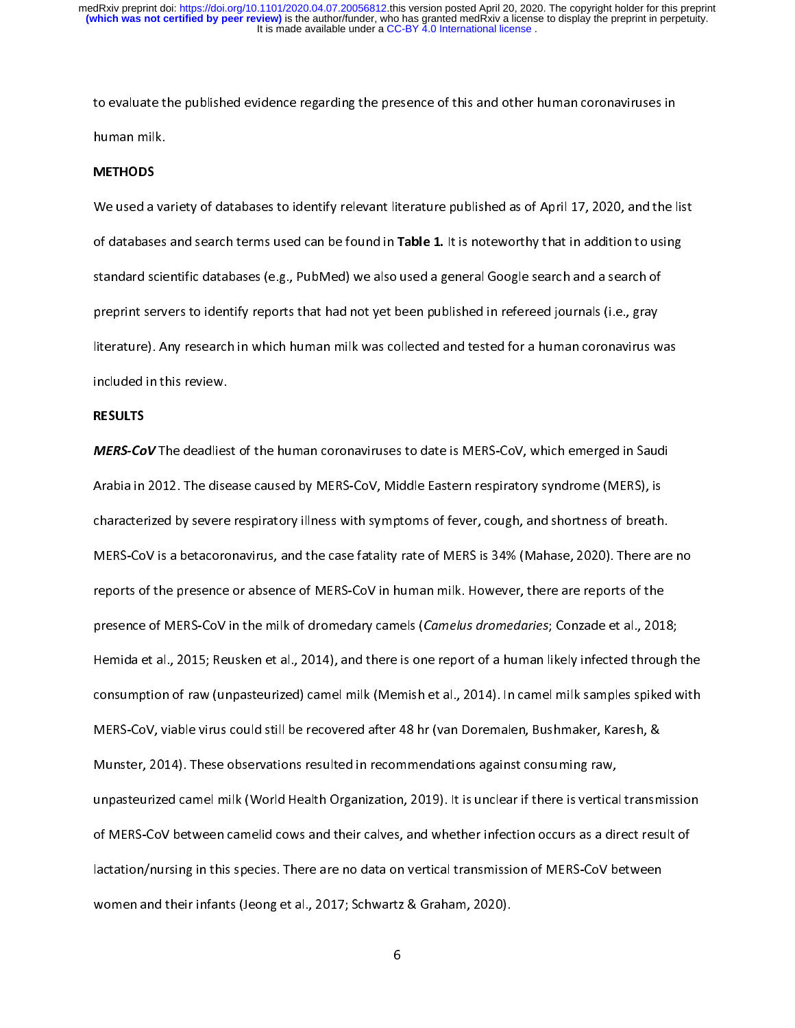to evaluate the published evidence regarding the presence of this and other human coronaviruses in human milk.

## METHODS

We used a variety of databases to identify relevant literature published as of April 17, 2020, and the list of databases and search terms used can be found in **Table 1.** It is noteworthy that in addition to using standard scientific databases (e.g., PubMed) we also used a general Google search and a search of preprint servers to identify reports that had not yet been published in refereed journals (i.e., gray literature). Any research in which human milk was collected and tested for a human coronavirus was included in this review.

## RESULTS

***MERS-CoV*** The deadliest of the human coronaviruses to date is MERS-CoV, which emerged in Saudi Arabia in 2012. The disease caused by MERS-CoV, Middle Eastern respiratory syndrome (MERS), is characterized by severe respiratory illness with symptoms of fever, cough, and shortness of breath. MERS-CoV is a betacoronavirus, and the case fatality rate of MERS is 34% (Mahase, 2020). There are no reports of the presence or absence of MERS-CoV in human milk. However, there are reports of the presence of MERS-CoV in the milk of dromedary camels (*Camelus dromedaries*; Conzade et al., 2018; Hemida et al., 2015; Reusken et al., 2014), and there is one report of a human likely infected through the consumption of raw (unpasteurized) camel milk (Memish et al., 2014). In camel milk samples spiked with MERS-CoV, viable virus could still be recovered after 48 hr (van Doremalen, Bushmaker, Karesh, & Munster, 2014). These observations resulted in recommendations against consuming raw, unpasteurized camel milk (World Health Organization, 2019). It is unclear if there is vertical transmission of MERS-CoV between camelid cows and their calves, and whether infection occurs as a direct result of lactation/nursing in this species. There are no data on vertical transmission of MERS-CoV between women and their infants (Jeong et al., 2017; Schwartz & Graham, 2020).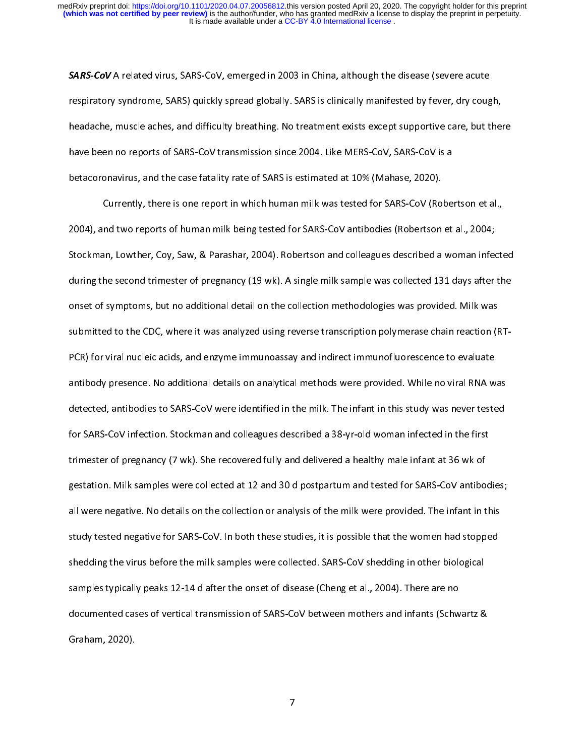***SARS-CoV*** A related virus, SARS-CoV, emerged in 2003 in China, although the disease (severe acute respiratory syndrome, SARS) quickly spread globally. SARS is clinically manifested by fever, dry cough, headache, muscle aches, and difficulty breathing. No treatment exists except supportive care, but there have been no reports of SARS-CoV transmission since 2004. Like MERS-CoV, SARS-CoV is a betacoronavirus, and the case fatality rate of SARS is estimated at 10% (Mahase, 2020).

Currently, there is one report in which human milk was tested for SARS-CoV (Robertson et al., 2004), and two reports of human milk being tested for SARS-CoV antibodies (Robertson et al., 2004; Stockman, Lowther, Coy, Saw, & Parashar, 2004). Robertson and colleagues described a woman infected during the second trimester of pregnancy (19 wk). A single milk sample was collected 131 days after the onset of symptoms, but no additional detail on the collection methodologies was provided. Milk was submitted to the CDC, where it was analyzed using reverse transcription polymerase chain reaction (RT-PCR) for viral nucleic acids, and enzyme immunoassay and indirect immunofluorescence to evaluate antibody presence. No additional details on analytical methods were provided. While no viral RNA was detected, antibodies to SARS-CoV were identified in the milk. The infant in this study was never tested for SARS-CoV infection. Stockman and colleagues described a 38-yr-old woman infected in the first trimester of pregnancy (7 wk). She recovered fully and delivered a healthy male infant at 36 wk of gestation. Milk samples were collected at 12 and 30 d postpartum and tested for SARS-CoV antibodies; all were negative. No details on the collection or analysis of the milk were provided. The infant in this study tested negative for SARS-CoV. In both these studies, it is possible that the women had stopped shedding the virus before the milk samples were collected. SARS-CoV shedding in other biological samples typically peaks 12-14 d after the onset of disease (Cheng et al., 2004). There are no documented cases of vertical transmission of SARS-CoV between mothers and infants (Schwartz & Graham, 2020).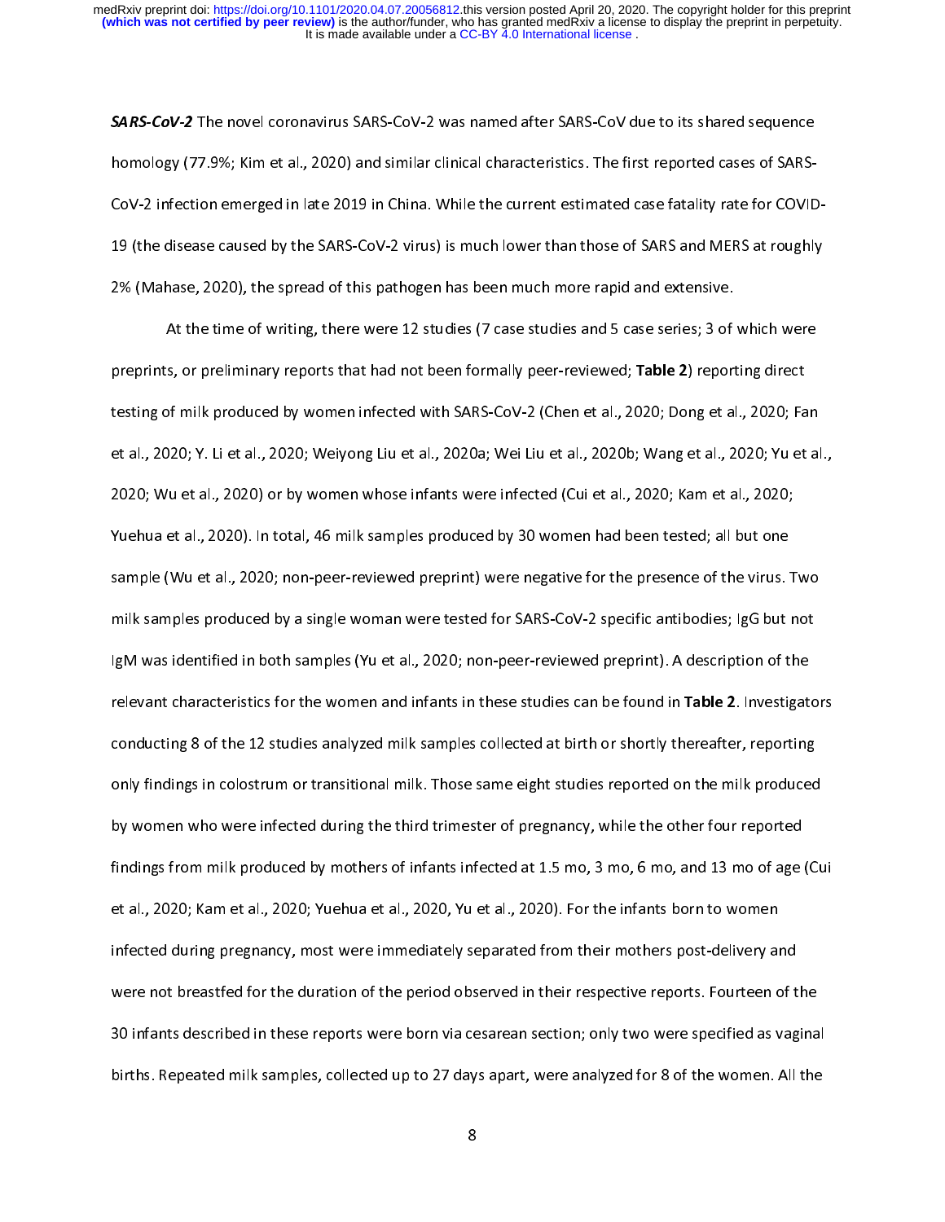***SARS-CoV-2*** The novel coronavirus SARS-CoV-2 was named after SARS-CoV due to its shared sequence homology (77.9%; Kim et al., 2020) and similar clinical characteristics. The first reported cases of SARS-CoV-2 infection emerged in late 2019 in China. While the current estimated case fatality rate for COVID-19 (the disease caused by the SARS-CoV-2 virus) is much lower than those of SARS and MERS at roughly 2% (Mahase, 2020), the spread of this pathogen has been much more rapid and extensive.

At the time of writing, there were 12 studies (7 case studies and 5 case series; 3 of which were preprints, or preliminary reports that had not been formally peer-reviewed; **Table 2**) reporting direct testing of milk produced by women infected with SARS-CoV-2 (Chen et al., 2020; Dong et al., 2020; Fan et al., 2020; Y. Li et al., 2020; Weiyong Liu et al., 2020a; Wei Liu et al., 2020b; Wang et al., 2020; Yu et al., 2020; Wu et al., 2020) or by women whose infants were infected (Cui et al., 2020; Kam et al., 2020; Yuehua et al., 2020). In total, 46 milk samples produced by 30 women had been tested; all but one sample (Wu et al., 2020; non-peer-reviewed preprint) were negative for the presence of the virus. Two milk samples produced by a single woman were tested for SARS-CoV-2 specific antibodies; IgG but not IgM was identified in both samples (Yu et al., 2020; non-peer-reviewed preprint). A description of the relevant characteristics for the women and infants in these studies can be found in **Table 2**. Investigators conducting 8 of the 12 studies analyzed milk samples collected at birth or shortly thereafter, reporting only findings in colostrum or transitional milk. Those same eight studies reported on the milk produced by women who were infected during the third trimester of pregnancy, while the other four reported findings from milk produced by mothers of infants infected at 1.5 mo, 3 mo, 6 mo, and 13 mo of age (Cui et al., 2020; Kam et al., 2020; Yuehua et al., 2020, Yu et al., 2020). For the infants born to women infected during pregnancy, most were immediately separated from their mothers post-delivery and were not breastfed for the duration of the period observed in their respective reports. Fourteen of the 30 infants described in these reports were born via cesarean section; only two were specified as vaginal births. Repeated milk samples, collected up to 27 days apart, were analyzed for 8 of the women. All the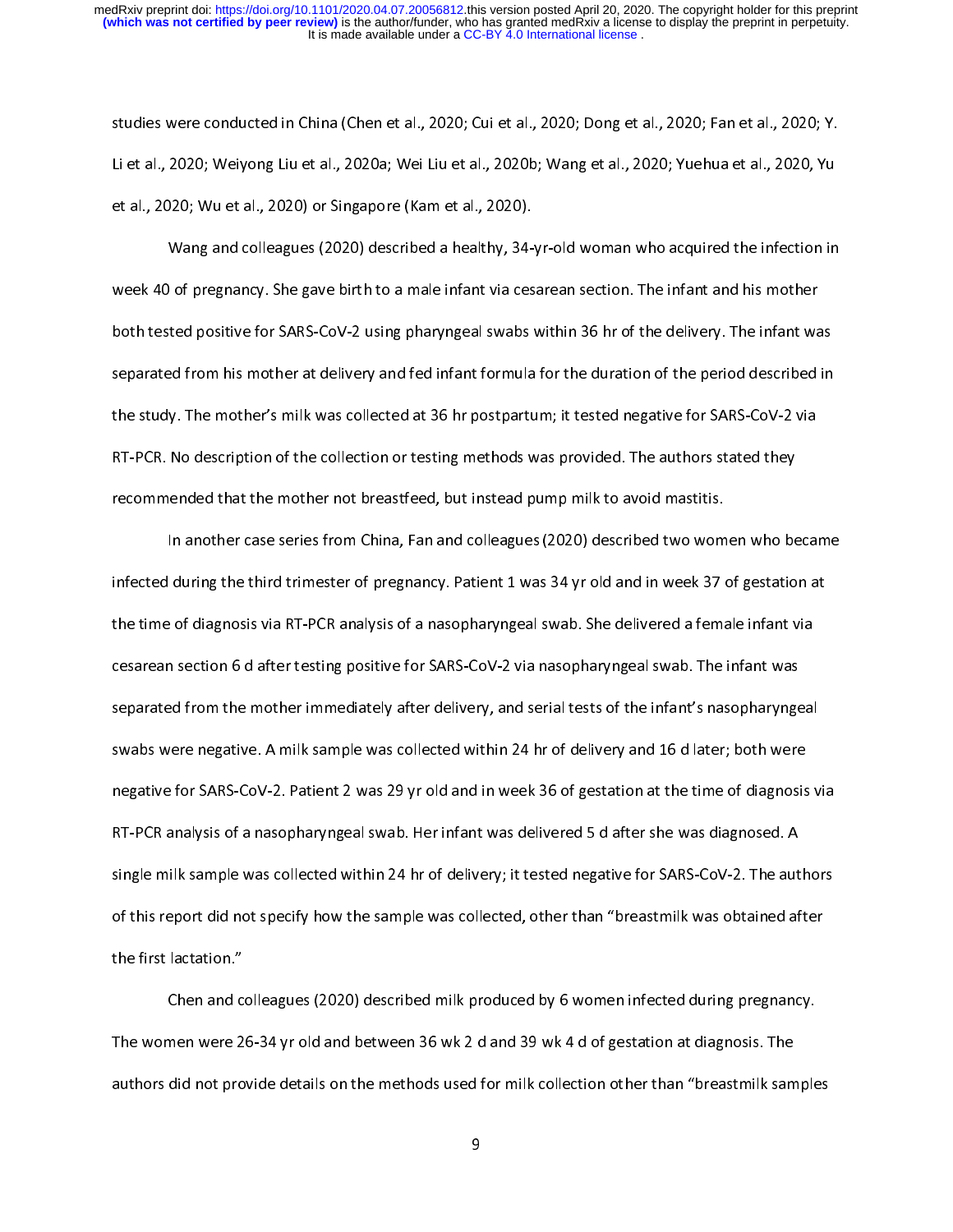studies were conducted in China (Chen et al., 2020; Cui et al., 2020; Dong et al., 2020; Fan et al., 2020; Y. Li et al., 2020; Weiyong Liu et al., 2020a; Wei Liu et al., 2020b; Wang et al., 2020; Yuehua et al., 2020, Yu et al., 2020; Wu et al., 2020) or Singapore (Kam et al., 2020).

Wang and colleagues (2020) described a healthy, 34-yr-old woman who acquired the infection in week 40 of pregnancy. She gave birth to a male infant via cesarean section. The infant and his mother both tested positive for SARS-CoV-2 using pharyngeal swabs within 36 hr of the delivery. The infant was separated from his mother at delivery and fed infant formula for the duration of the period described in the study. The mother's milk was collected at 36 hr postpartum; it tested negative for SARS-CoV-2 via RT-PCR. No description of the collection or testing methods was provided. The authors stated they recommended that the mother not breastfeed, but instead pump milk to avoid mastitis.

In another case series from China, Fan and colleagues (2020) described two women who became infected during the third trimester of pregnancy. Patient 1 was 34 yr old and in week 37 of gestation at the time of diagnosis via RT-PCR analysis of a nasopharyngeal swab. She delivered a female infant via cesarean section 6 d after testing positive for SARS-CoV-2 via nasopharyngeal swab. The infant was separated from the mother immediately after delivery, and serial tests of the infant's nasopharyngeal swabs were negative. A milk sample was collected within 24 hr of delivery and 16 d later; both were negative for SARS-CoV-2. Patient 2 was 29 yr old and in week 36 of gestation at the time of diagnosis via RT-PCR analysis of a nasopharyngeal swab. Her infant was delivered 5 d after she was diagnosed. A single milk sample was collected within 24 hr of delivery; it tested negative for SARS-CoV-2. The authors of this report did not specify how the sample was collected, other than "breastmilk was obtained after the first lactation."

Chen and colleagues (2020) described milk produced by 6 women infected during pregnancy. The women were 26-34 yr old and between 36 wk 2 d and 39 wk 4 d of gestation at diagnosis. The authors did not provide details on the methods used for milk collection other than "breastmilk samples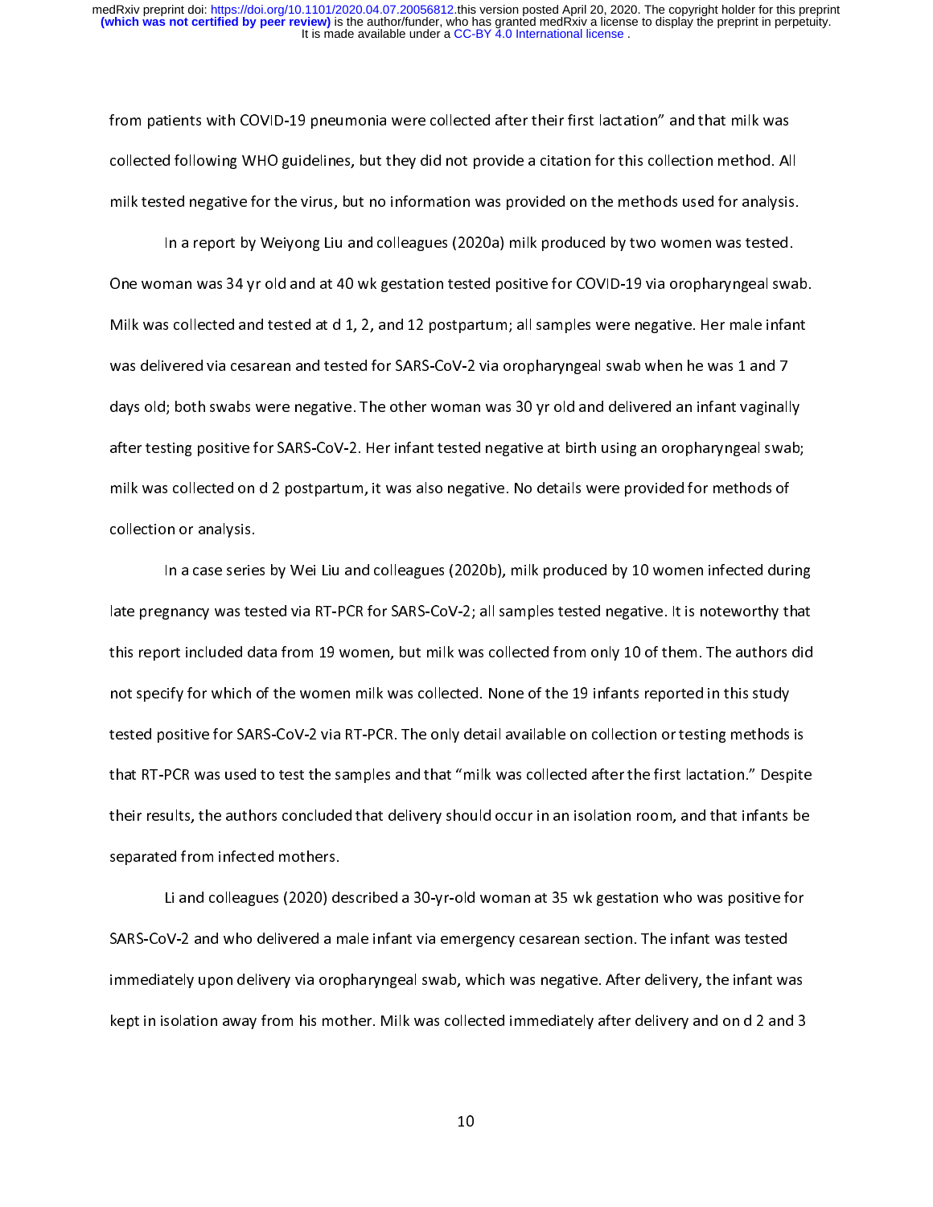from patients with COVID-19 pneumonia were collected after their first lactation" and that milk was collected following WHO guidelines, but they did not provide a citation for this collection method. All milk tested negative for the virus, but no information was provided on the methods used for analysis.

In a report by Weiyong Liu and colleagues (2020a) milk produced by two women was tested. One woman was 34 yr old and at 40 wk gestation tested positive for COVID-19 via oropharyngeal swab. Milk was collected and tested at d 1, 2, and 12 postpartum; all samples were negative. Her male infant was delivered via cesarean and tested for SARS-CoV-2 via oropharyngeal swab when he was 1 and 7 days old; both swabs were negative. The other woman was 30 yr old and delivered an infant vaginally after testing positive for SARS-CoV-2. Her infant tested negative at birth using an oropharyngeal swab; milk was collected on d 2 postpartum, it was also negative. No details were provided for methods of collection or analysis.

In a case series by Wei Liu and colleagues (2020b), milk produced by 10 women infected during late pregnancy was tested via RT-PCR for SARS-CoV-2; all samples tested negative. It is noteworthy that this report included data from 19 women, but milk was collected from only 10 of them. The authors did not specify for which of the women milk was collected. None of the 19 infants reported in this study tested positive for SARS-CoV-2 via RT-PCR. The only detail available on collection or testing methods is that RT-PCR was used to test the samples and that "milk was collected after the first lactation." Despite their results, the authors concluded that delivery should occur in an isolation room, and that infants be separated from infected mothers.

Li and colleagues (2020) described a 30-yr-old woman at 35 wk gestation who was positive for SARS-CoV-2 and who delivered a male infant via emergency cesarean section. The infant was tested immediately upon delivery via oropharyngeal swab, which was negative. After delivery, the infant was kept in isolation away from his mother. Milk was collected immediately after delivery and on d 2 and 3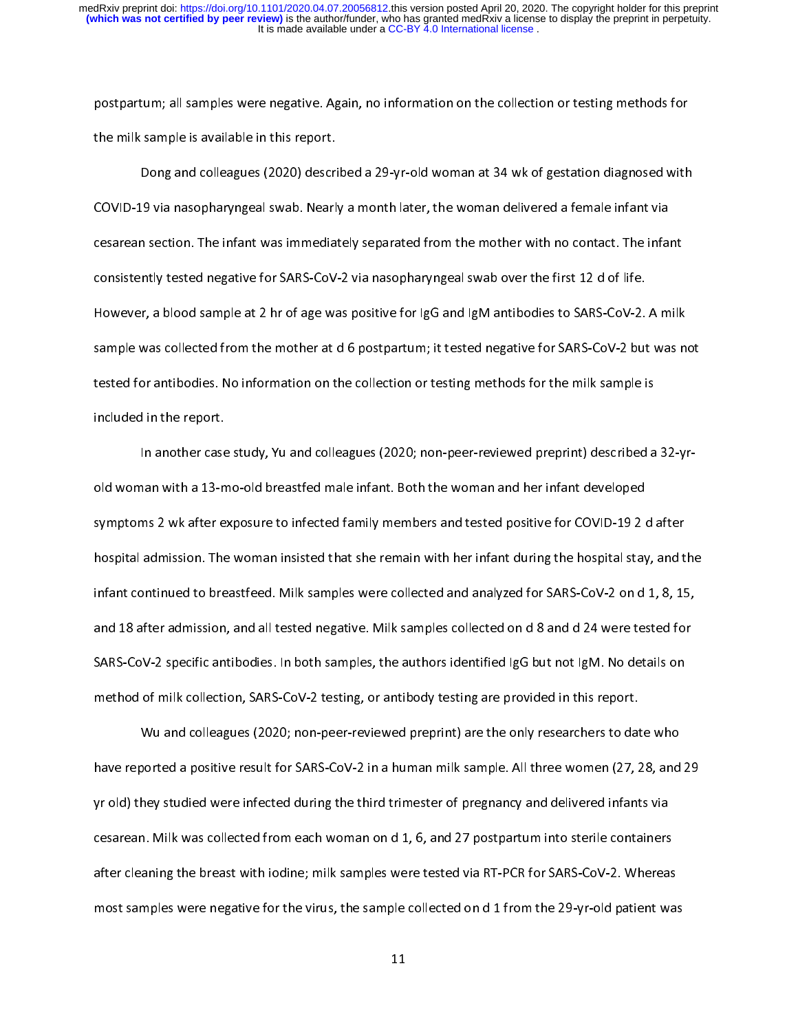postpartum; all samples were negative. Again, no information on the collection or testing methods for the milk sample is available in this report.

Dong and colleagues (2020) described a 29-yr-old woman at 34 wk of gestation diagnosed with COVID-19 via nasopharyngeal swab. Nearly a month later, the woman delivered a female infant via cesarean section. The infant was immediately separated from the mother with no contact. The infant consistently tested negative for SARS-CoV-2 via nasopharyngeal swab over the first 12 d of life. However, a blood sample at 2 hr of age was positive for IgG and IgM antibodies to SARS-CoV-2. A milk sample was collected from the mother at d 6 postpartum; it tested negative for SARS-CoV-2 but was not tested for antibodies. No information on the collection or testing methods for the milk sample is included in the report.

In another case study, Yu and colleagues (2020; non-peer-reviewed preprint) described a 32-yr-old woman with a 13-mo-old breastfed male infant. Both the woman and her infant developed symptoms 2 wk after exposure to infected family members and tested positive for COVID-19 2 d after hospital admission. The woman insisted that she remain with her infant during the hospital stay, and the infant continued to breastfeed. Milk samples were collected and analyzed for SARS-CoV-2 on d 1, 8, 15, and 18 after admission, and all tested negative. Milk samples collected on d 8 and d 24 were tested for SARS-CoV-2 specific antibodies. In both samples, the authors identified IgG but not IgM. No details on method of milk collection, SARS-CoV-2 testing, or antibody testing are provided in this report.

Wu and colleagues (2020; non-peer-reviewed preprint) are the only researchers to date who have reported a positive result for SARS-CoV-2 in a human milk sample. All three women (27, 28, and 29 yr old) they studied were infected during the third trimester of pregnancy and delivered infants via cesarean. Milk was collected from each woman on d 1, 6, and 27 postpartum into sterile containers after cleaning the breast with iodine; milk samples were tested via RT-PCR for SARS-CoV-2. Whereas most samples were negative for the virus, the sample collected on d 1 from the 29-yr-old patient was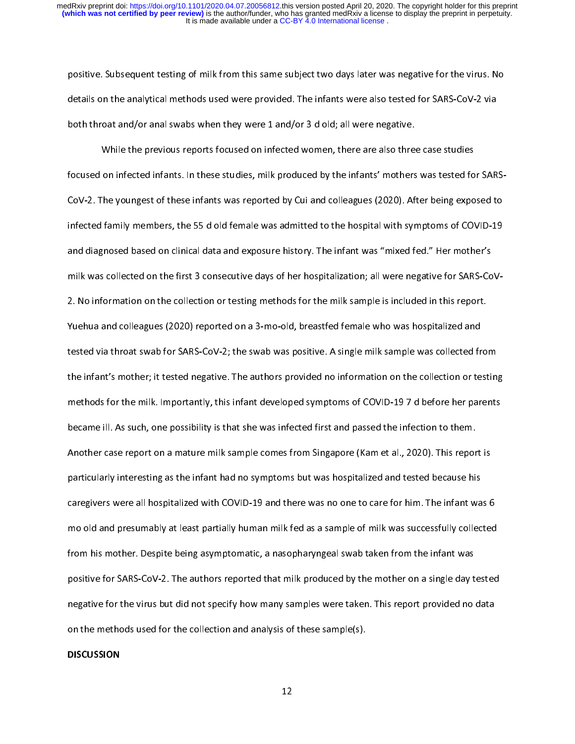positive. Subsequent testing of milk from this same subject two days later was negative for the virus. No details on the analytical methods used were provided. The infants were also tested for SARS-CoV-2 via both throat and/or anal swabs when they were 1 and/or 3 d old; all were negative.

While the previous reports focused on infected women, there are also three case studies focused on infected infants. In these studies, milk produced by the infants' mothers was tested for SARS-CoV-2. The youngest of these infants was reported by Cui and colleagues (2020). After being exposed to infected family members, the 55 d old female was admitted to the hospital with symptoms of COVID-19 and diagnosed based on clinical data and exposure history. The infant was "mixed fed." Her mother's milk was collected on the first 3 consecutive days of her hospitalization; all were negative for SARS-CoV-2. No information on the collection or testing methods for the milk sample is included in this report. Yuehua and colleagues (2020) reported on a 3-mo-old, breastfed female who was hospitalized and tested via throat swab for SARS-CoV-2; the swab was positive. A single milk sample was collected from the infant's mother; it tested negative. The authors provided no information on the collection or testing methods for the milk. Importantly, this infant developed symptoms of COVID-19 7 d before her parents became ill. As such, one possibility is that she was infected first and passed the infection to them. Another case report on a mature milk sample comes from Singapore (Kam et al., 2020). This report is particularly interesting as the infant had no symptoms but was hospitalized and tested because his caregivers were all hospitalized with COVID-19 and there was no one to care for him. The infant was 6 mo old and presumably at least partially human milk fed as a sample of milk was successfully collected from his mother. Despite being asymptomatic, a nasopharyngeal swab taken from the infant was positive for SARS-CoV-2. The authors reported that milk produced by the mother on a single day tested negative for the virus but did not specify how many samples were taken. This report provided no data on the methods used for the collection and analysis of these sample(s).

## DISCUSSION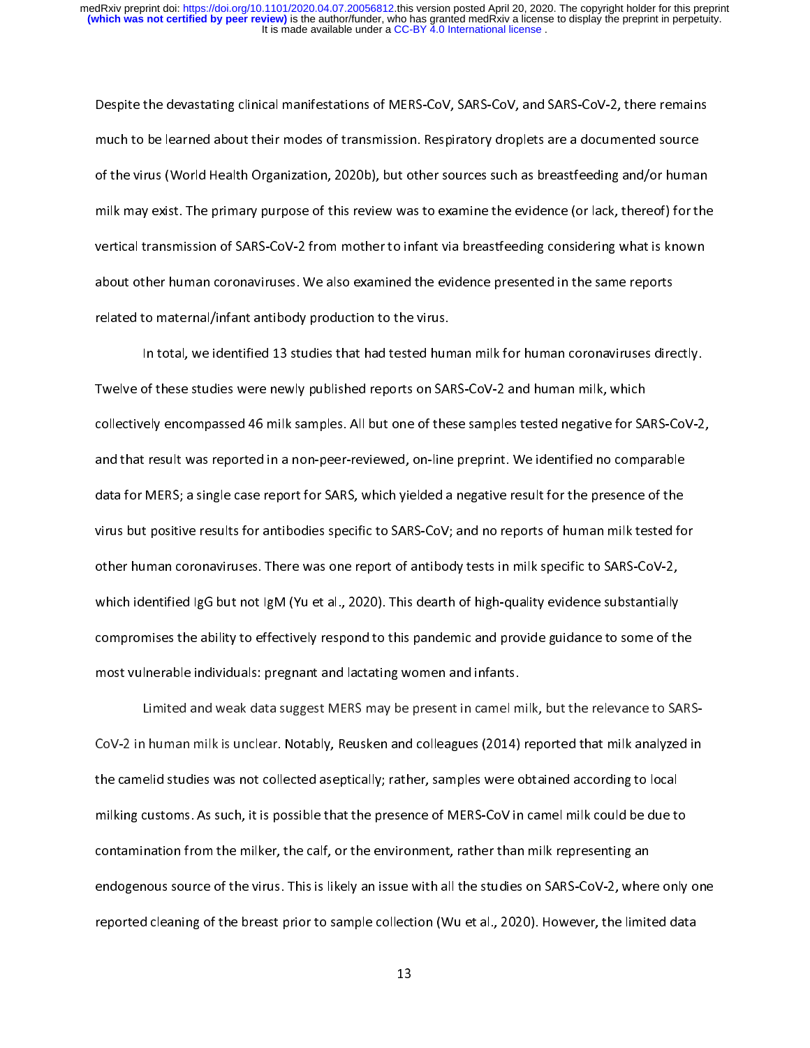Despite the devastating clinical manifestations of MERS-CoV, SARS-CoV, and SARS-CoV-2, there remains much to be learned about their modes of transmission. Respiratory droplets are a documented source of the virus (World Health Organization, 2020b), but other sources such as breastfeeding and/or human milk may exist. The primary purpose of this review was to examine the evidence (or lack, thereof) for the vertical transmission of SARS-CoV-2 from mother to infant via breastfeeding considering what is known about other human coronaviruses. We also examined the evidence presented in the same reports related to maternal/infant antibody production to the virus.

In total, we identified 13 studies that had tested human milk for human coronaviruses directly. Twelve of these studies were newly published reports on SARS-CoV-2 and human milk, which collectively encompassed 46 milk samples. All but one of these samples tested negative for SARS-CoV-2, and that result was reported in a non-peer-reviewed, on-line preprint. We identified no comparable data for MERS; a single case report for SARS, which yielded a negative result for the presence of the virus but positive results for antibodies specific to SARS-CoV; and no reports of human milk tested for other human coronaviruses. There was one report of antibody tests in milk specific to SARS-CoV-2, which identified IgG but not IgM (Yu et al., 2020). This dearth of high-quality evidence substantially compromises the ability to effectively respond to this pandemic and provide guidance to some of the most vulnerable individuals: pregnant and lactating women and infants.

Limited and weak data suggest MERS may be present in camel milk, but the relevance to SARS-CoV-2 in human milk is unclear. Notably, Reusken and colleagues (2014) reported that milk analyzed in the camelid studies was not collected aseptically; rather, samples were obtained according to local milking customs. As such, it is possible that the presence of MERS-CoV in camel milk could be due to contamination from the milker, the calf, or the environment, rather than milk representing an endogenous source of the virus. This is likely an issue with all the studies on SARS-CoV-2, where only one reported cleaning of the breast prior to sample collection (Wu et al., 2020). However, the limited data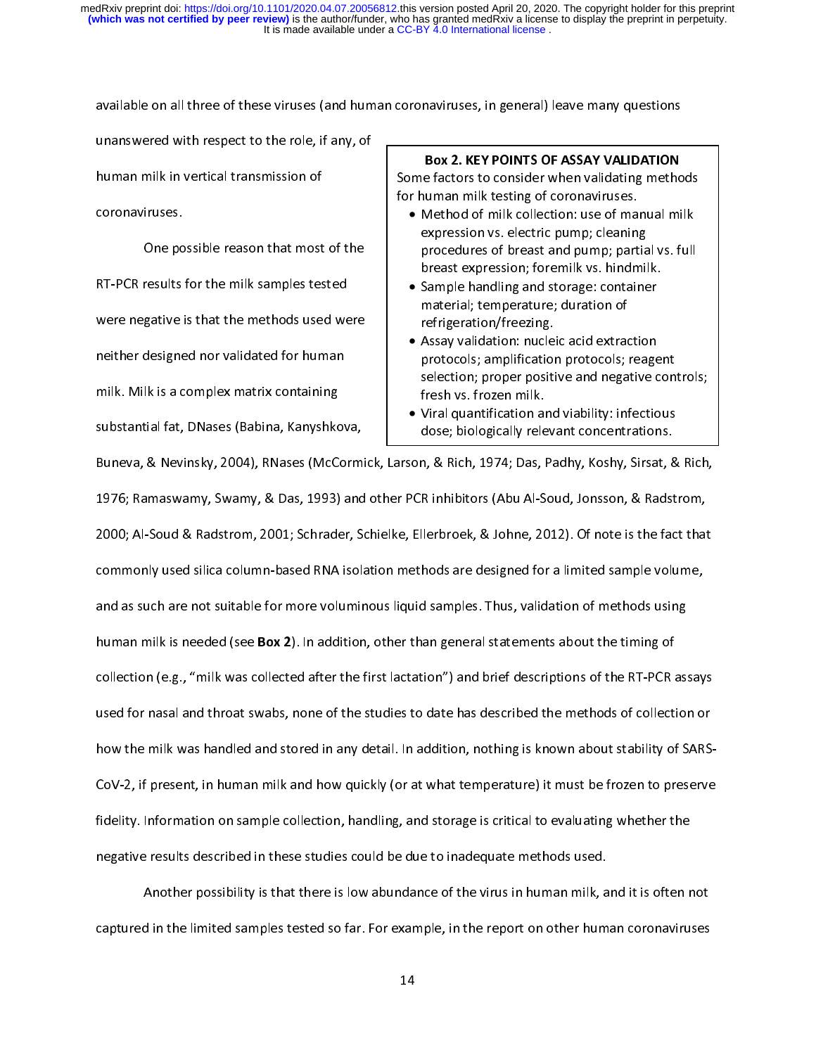available on all three of these viruses (and human coronaviruses, in general) leave many questions unanswered with respect to the role, if any, of human milk in vertical transmission of coronaviruses.

One possible reason that most of the RT-PCR results for the milk samples tested were negative is that the methods used were neither designed nor validated for human milk. Milk is a complex matrix containing substantial fat, DNases (Babina, Kanyshkova, Buneva, & Nevinsky, 2004), RNases (McCormick, Larson, & Rich, 1974; Das, Padhy, Koshy, Sirsat, & Rich, 1976; Ramaswamy, Swamy, & Das, 1993) and other PCR inhibitors (Abu Al-Soud, Jonsson, & Radstrom, 2000; Al-Soud & Radstrom, 2001; Schrader, Schielke, Ellerbroek, & Johne, 2012). Of note is the fact that commonly used silica column-based RNA isolation methods are designed for a limited sample volume, and as such are not suitable for more voluminous liquid samples. Thus, validation of methods using human milk is needed (see **Box 2**). In addition, other than general statements about the timing of collection (e.g., "milk was collected after the first lactation") and brief descriptions of the RT-PCR assays used for nasal and throat swabs, none of the studies to date has described the methods of collection or how the milk was handled and stored in any detail. In addition, nothing is known about stability of SARS-CoV-2, if present, in human milk and how quickly (or at what temperature) it must be frozen to preserve fidelity. Information on sample collection, handling, and storage is critical to evaluating whether the negative results described in these studies could be due to inadequate methods used.

> **Box 2. KEY POINTS OF ASSAY VALIDATION**
>
> Some factors to consider when validating methods for human milk testing of coronaviruses.
>
> - Method of milk collection: use of manual milk expression vs. electric pump; cleaning procedures of breast and pump; partial vs. full breast expression; foremilk vs. hindmilk.
> - Sample handling and storage: container material; temperature; duration of refrigeration/freezing.
> - Assay validation: nucleic acid extraction protocols; amplification protocols; reagent selection; proper positive and negative controls; fresh vs. frozen milk.
> - Viral quantification and viability: infectious dose; biologically relevant concentrations.

Another possibility is that there is low abundance of the virus in human milk, and it is often not captured in the limited samples tested so far. For example, in the report on other human coronaviruses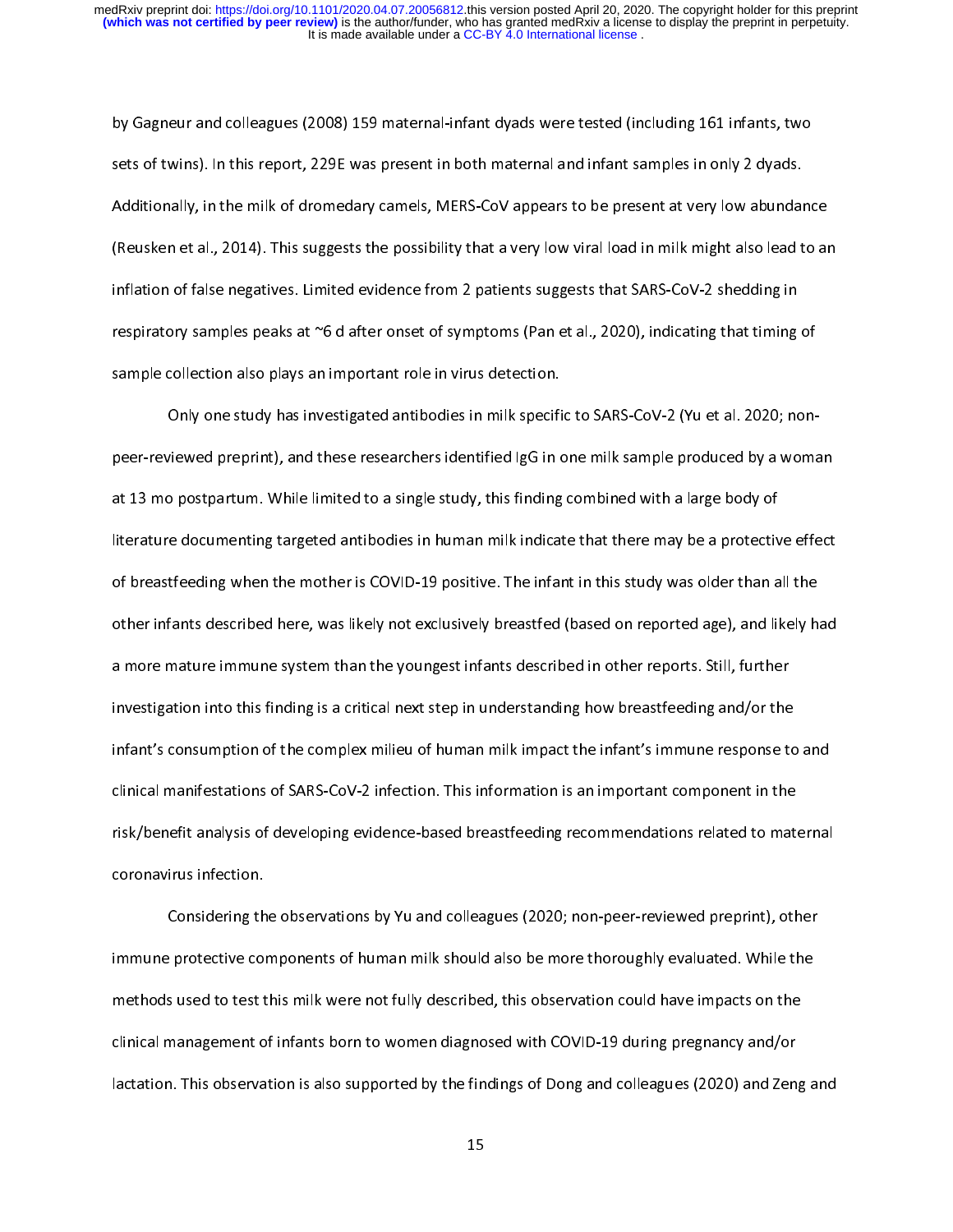by Gagneur and colleagues (2008) 159 maternal-infant dyads were tested (including 161 infants, two sets of twins). In this report, 229E was present in both maternal and infant samples in only 2 dyads. Additionally, in the milk of dromedary camels, MERS-CoV appears to be present at very low abundance (Reusken et al., 2014). This suggests the possibility that a very low viral load in milk might also lead to an inflation of false negatives. Limited evidence from 2 patients suggests that SARS-CoV-2 shedding in respiratory samples peaks at ~6 d after onset of symptoms (Pan et al., 2020), indicating that timing of sample collection also plays an important role in virus detection.

Only one study has investigated antibodies in milk specific to SARS-CoV-2 (Yu et al. 2020; non-peer-reviewed preprint), and these researchers identified IgG in one milk sample produced by a woman at 13 mo postpartum. While limited to a single study, this finding combined with a large body of literature documenting targeted antibodies in human milk indicate that there may be a protective effect of breastfeeding when the mother is COVID-19 positive. The infant in this study was older than all the other infants described here, was likely not exclusively breastfed (based on reported age), and likely had a more mature immune system than the youngest infants described in other reports. Still, further investigation into this finding is a critical next step in understanding how breastfeeding and/or the infant's consumption of the complex milieu of human milk impact the infant's immune response to and clinical manifestations of SARS-CoV-2 infection. This information is an important component in the risk/benefit analysis of developing evidence-based breastfeeding recommendations related to maternal coronavirus infection.

Considering the observations by Yu and colleagues (2020; non-peer-reviewed preprint), other immune protective components of human milk should also be more thoroughly evaluated. While the methods used to test this milk were not fully described, this observation could have impacts on the clinical management of infants born to women diagnosed with COVID-19 during pregnancy and/or lactation. This observation is also supported by the findings of Dong and colleagues (2020) and Zeng and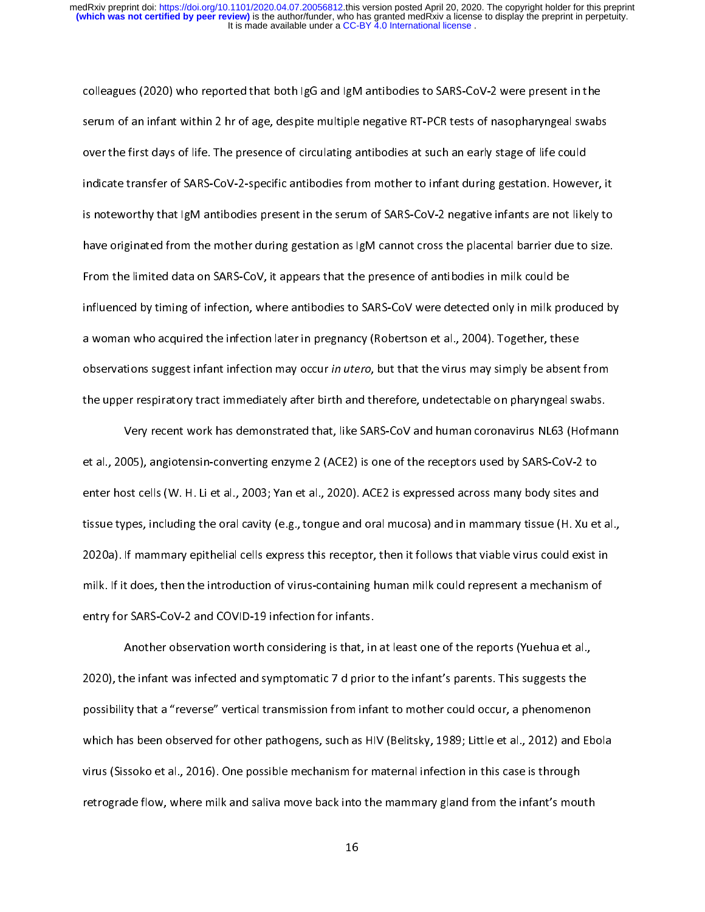colleagues (2020) who reported that both IgG and IgM antibodies to SARS-CoV-2 were present in the serum of an infant within 2 hr of age, despite multiple negative RT-PCR tests of nasopharyngeal swabs over the first days of life. The presence of circulating antibodies at such an early stage of life could indicate transfer of SARS-CoV-2-specific antibodies from mother to infant during gestation. However, it is noteworthy that IgM antibodies present in the serum of SARS-CoV-2 negative infants are not likely to have originated from the mother during gestation as IgM cannot cross the placental barrier due to size. From the limited data on SARS-CoV, it appears that the presence of antibodies in milk could be influenced by timing of infection, where antibodies to SARS-CoV were detected only in milk produced by a woman who acquired the infection later in pregnancy (Robertson et al., 2004). Together, these observations suggest infant infection may occur *in utero*, but that the virus may simply be absent from the upper respiratory tract immediately after birth and therefore, undetectable on pharyngeal swabs.

Very recent work has demonstrated that, like SARS-CoV and human coronavirus NL63 (Hofmann et al., 2005), angiotensin-converting enzyme 2 (ACE2) is one of the receptors used by SARS-CoV-2 to enter host cells (W. H. Li et al., 2003; Yan et al., 2020). ACE2 is expressed across many body sites and tissue types, including the oral cavity (e.g., tongue and oral mucosa) and in mammary tissue (H. Xu et al., 2020a). If mammary epithelial cells express this receptor, then it follows that viable virus could exist in milk. If it does, then the introduction of virus-containing human milk could represent a mechanism of entry for SARS-CoV-2 and COVID-19 infection for infants.

Another observation worth considering is that, in at least one of the reports (Yuehua et al., 2020), the infant was infected and symptomatic 7 d prior to the infant's parents. This suggests the possibility that a "reverse" vertical transmission from infant to mother could occur, a phenomenon which has been observed for other pathogens, such as HIV (Belitsky, 1989; Little et al., 2012) and Ebola virus (Sissoko et al., 2016). One possible mechanism for maternal infection in this case is through retrograde flow, where milk and saliva move back into the mammary gland from the infant's mouth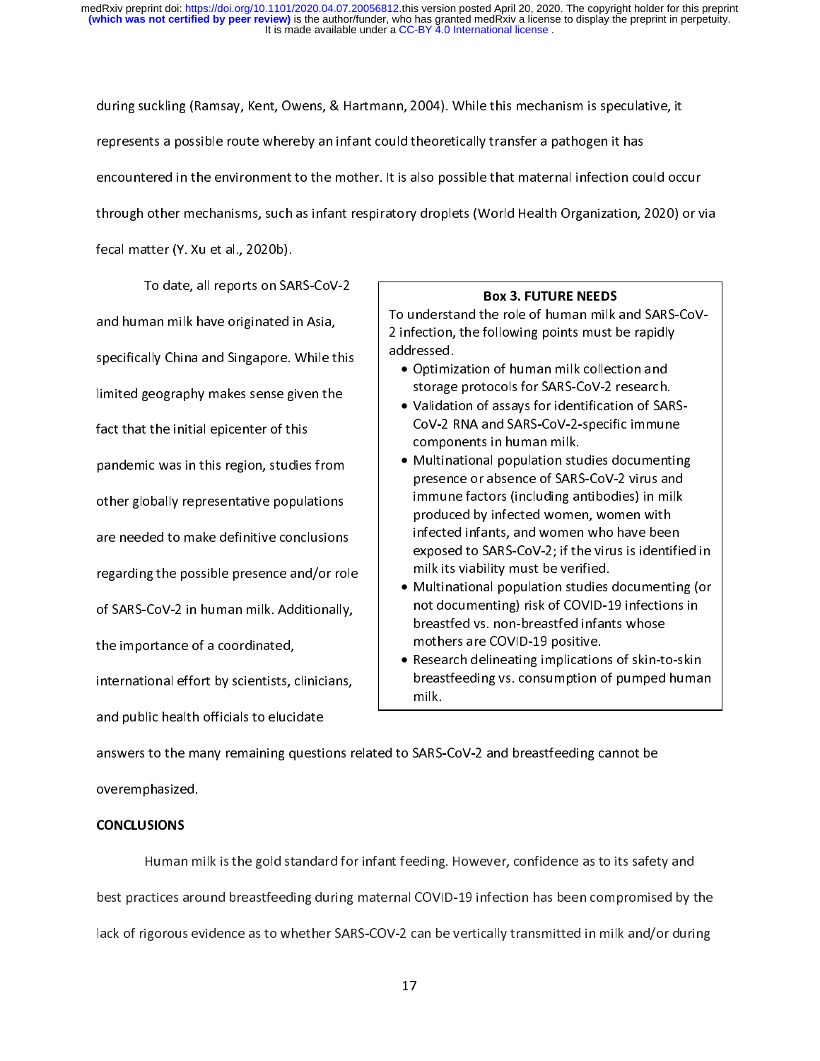during suckling (Ramsay, Kent, Owens, & Hartmann, 2004). While this mechanism is speculative, it represents a possible route whereby an infant could theoretically transfer a pathogen it has encountered in the environment to the mother. It is also possible that maternal infection could occur through other mechanisms, such as infant respiratory droplets (World Health Organization, 2020) or via fecal matter (Y. Xu et al., 2020b).

To date, all reports on SARS-CoV-2 and human milk have originated in Asia, specifically China and Singapore. While this limited geography makes sense given the fact that the initial epicenter of this pandemic was in this region, studies from other globally representative populations are needed to make definitive conclusions regarding the possible presence and/or role of SARS-CoV-2 in human milk. Additionally, the importance of a coordinated, international effort by scientists, clinicians, and public health officials to elucidate answers to the many remaining questions related to SARS-CoV-2 and breastfeeding cannot be overemphasized.

> **Box 3. FUTURE NEEDS**
>
> To understand the role of human milk and SARS-CoV-2 infection, the following points must be rapidly addressed.
>
> - Optimization of human milk collection and storage protocols for SARS-CoV-2 research.
> - Validation of assays for identification of SARS-CoV-2 RNA and SARS-CoV-2-specific immune components in human milk.
> - Multinational population studies documenting presence or absence of SARS-CoV-2 virus and immune factors (including antibodies) in milk produced by infected women, women with infected infants, and women who have been exposed to SARS-CoV-2; if the virus is identified in milk its viability must be verified.
> - Multinational population studies documenting (or not documenting) risk of COVID-19 infections in breastfed vs. non-breastfed infants whose mothers are COVID-19 positive.
> - Research delineating implications of skin-to-skin breastfeeding vs. consumption of pumped human milk.

## CONCLUSIONS

Human milk is the gold standard for infant feeding. However, confidence as to its safety and best practices around breastfeeding during maternal COVID-19 infection has been compromised by the lack of rigorous evidence as to whether SARS-COV-2 can be vertically transmitted in milk and/or during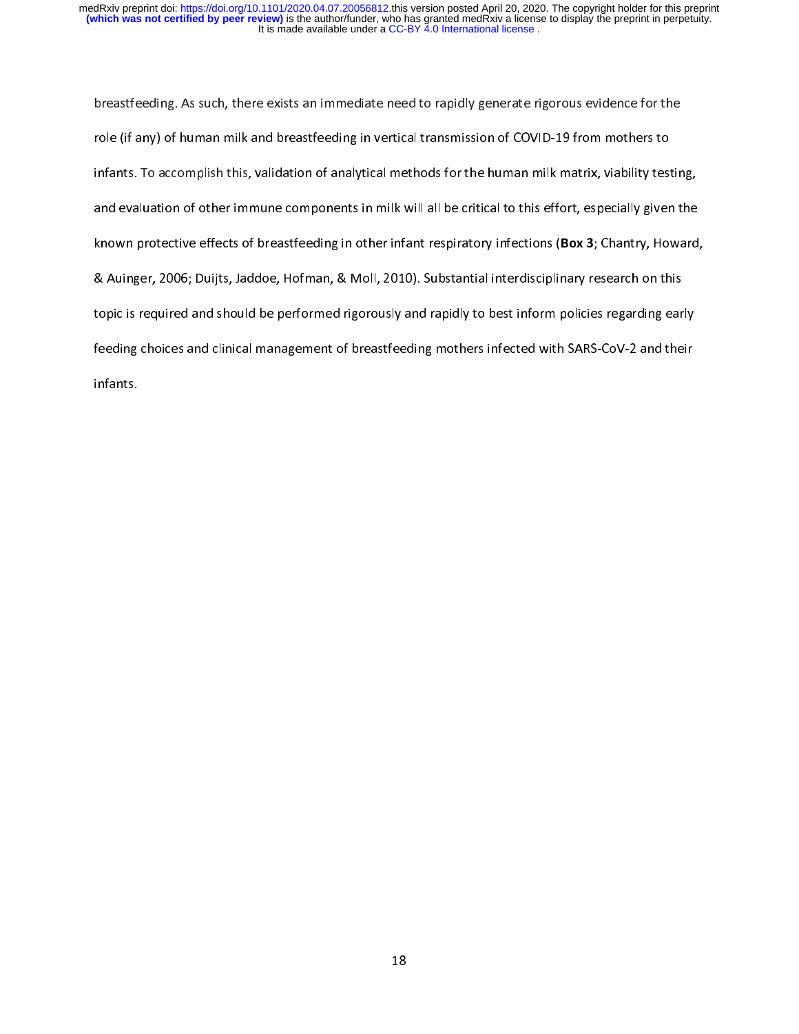breastfeeding. As such, there exists an immediate need to rapidly generate rigorous evidence for the role (if any) of human milk and breastfeeding in vertical transmission of COVID-19 from mothers to infants. To accomplish this, validation of analytical methods for the human milk matrix, viability testing, and evaluation of other immune components in milk will all be critical to this effort, especially given the known protective effects of breastfeeding in other infant respiratory infections (**Box 3**; Chantry, Howard, & Auinger, 2006; Duijts, Jaddoe, Hofman, & Moll, 2010). Substantial interdisciplinary research on this topic is required and should be performed rigorously and rapidly to best inform policies regarding early feeding choices and clinical management of breastfeeding mothers infected with SARS-CoV-2 and their infants.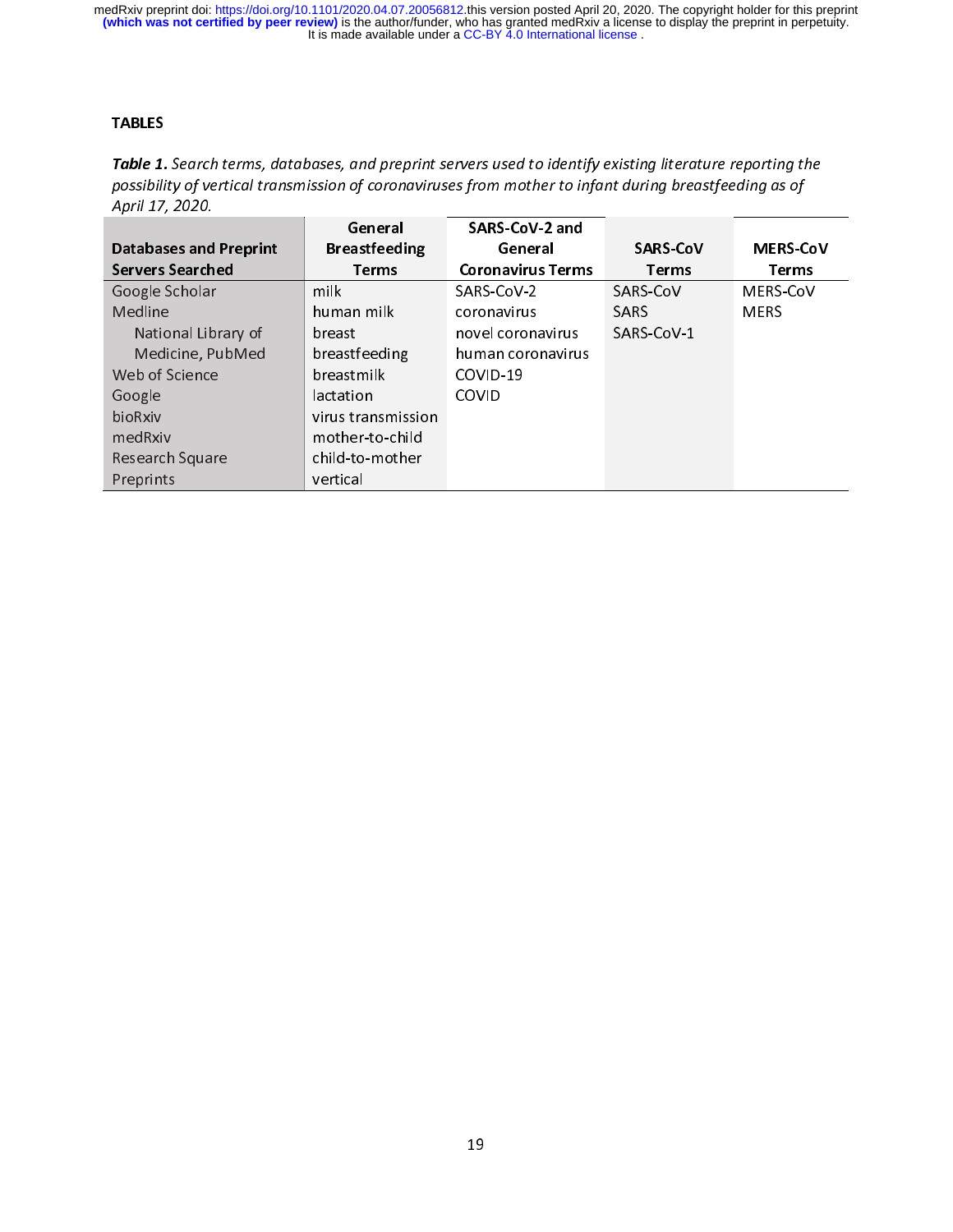## TABLES

***Table 1.*** *Search terms, databases, and preprint servers used to identify existing literature reporting the possibility of vertical transmission of coronaviruses from mother to infant during breastfeeding as of April 17, 2020.*

| Databases and Preprint Servers Searched | General Breastfeeding Terms | SARS-CoV-2 and General Coronavirus Terms | SARS-CoV Terms | MERS-CoV Terms |
|---|---|---|---|---|
| Google Scholar | milk | SARS-CoV-2 | SARS-CoV | MERS-CoV |
| Medline | human milk | coronavirus | SARS | MERS |
| National Library of Medicine, PubMed | breast | novel coronavirus | SARS-CoV-1 | |
| | breastfeeding | human coronavirus | | |
| Web of Science | breastmilk | COVID-19 | | |
| Google | lactation | COVID | | |
| bioRxiv | virus transmission | | | |
| medRxiv | mother-to-child | | | |
| Research Square | child-to-mother | | | |
| Preprints | vertical | | | |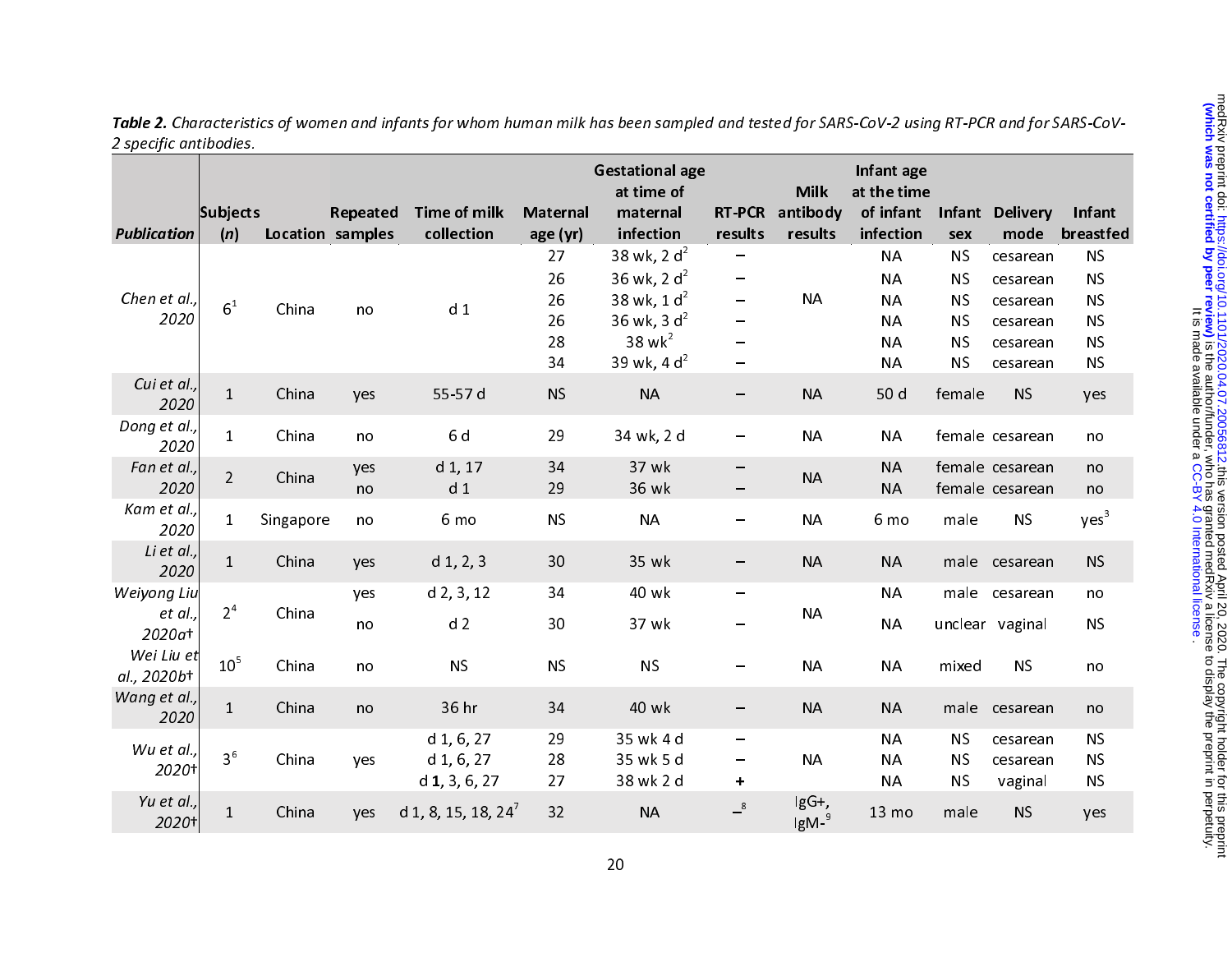***Table 2.*** *Characteristics of women and infants for whom human milk has been sampled and tested for SARS-CoV-2 using RT-PCR and for SARS-CoV-2 specific antibodies.*

| *Publication* | Subjects (*n*) | Location | Repeated samples | Time of milk collection | Maternal age (yr) | Gestational age at time of maternal infection | RT-PCR results | Milk antibody results | Infant age at the time of infant infection | Infant sex | Delivery mode | Infant breastfed |
|---|---|---|---|---|---|---|---|---|---|---|---|---|
| *Chen et al., 2020* | 6[1] | China | no | d 1 | 27 | 38 wk, 2 d[2] | – | NA | NA | NS | cesarean | NS |
| | | | | | 26 | 36 wk, 2 d[2] | – | | NA | NS | cesarean | NS |
| | | | | | 26 | 38 wk, 1 d[2] | – | | NA | NS | cesarean | NS |
| | | | | | 26 | 36 wk, 3 d[2] | – | | NA | NS | cesarean | NS |
| | | | | | 28 | 38 wk[2] | – | | NA | NS | cesarean | NS |
| | | | | | 34 | 39 wk, 4 d[2] | – | | NA | NS | cesarean | NS |
| *Cui et al., 2020* | 1 | China | yes | 55-57 d | NS | NA | – | NA | 50 d | female | NS | yes |
| *Dong et al., 2020* | 1 | China | no | 6 d | 29 | 34 wk, 2 d | – | NA | NA | female | cesarean | no |
| *Fan et al., 2020* | 2 | China | yes | d 1, 17 | 34 | 37 wk | – | NA | NA | female | cesarean | no |
| | | | no | d 1 | 29 | 36 wk | – | | NA | female | cesarean | no |
| *Kam et al., 2020* | 1 | Singapore | no | 6 mo | NS | NA | – | NA | 6 mo | male | NS | yes[3] |
| *Li et al., 2020* | 1 | China | yes | d 1, 2, 3 | 30 | 35 wk | – | NA | NA | male | cesarean | NS |
| *Weiyong Liu et al., 2020a†* | 2[4] | China | yes | d 2, 3, 12 | 34 | 40 wk | – | NA | NA | male | cesarean | no |
| | | | no | d 2 | 30 | 37 wk | – | | NA | unclear | vaginal | NS |
| *Wei Liu et al., 2020b†* | 10[5] | China | no | NS | NS | NS | – | NA | NA | mixed | NS | no |
| *Wang et al., 2020* | 1 | China | no | 36 hr | 34 | 40 wk | – | NA | NA | male | cesarean | no |
| *Wu et al., 2020†* | 3[6] | China | yes | d 1, 6, 27 | 29 | 35 wk 4 d | – | NA | NA | NS | cesarean | NS |
| | | | | d 1, 6, 27 | 28 | 35 wk 5 d | – | | NA | NS | cesarean | NS |
| | | | | d **1**, 3, 6, 27 | 27 | 38 wk 2 d | **+** | | NA | NS | vaginal | NS |
| *Yu et al., 2020†* | 1 | China | yes | d 1, 8, 15, 18, 24[7] | 32 | NA | –[8] | IgG+, IgM-[9] | 13 mo | male | NS | yes |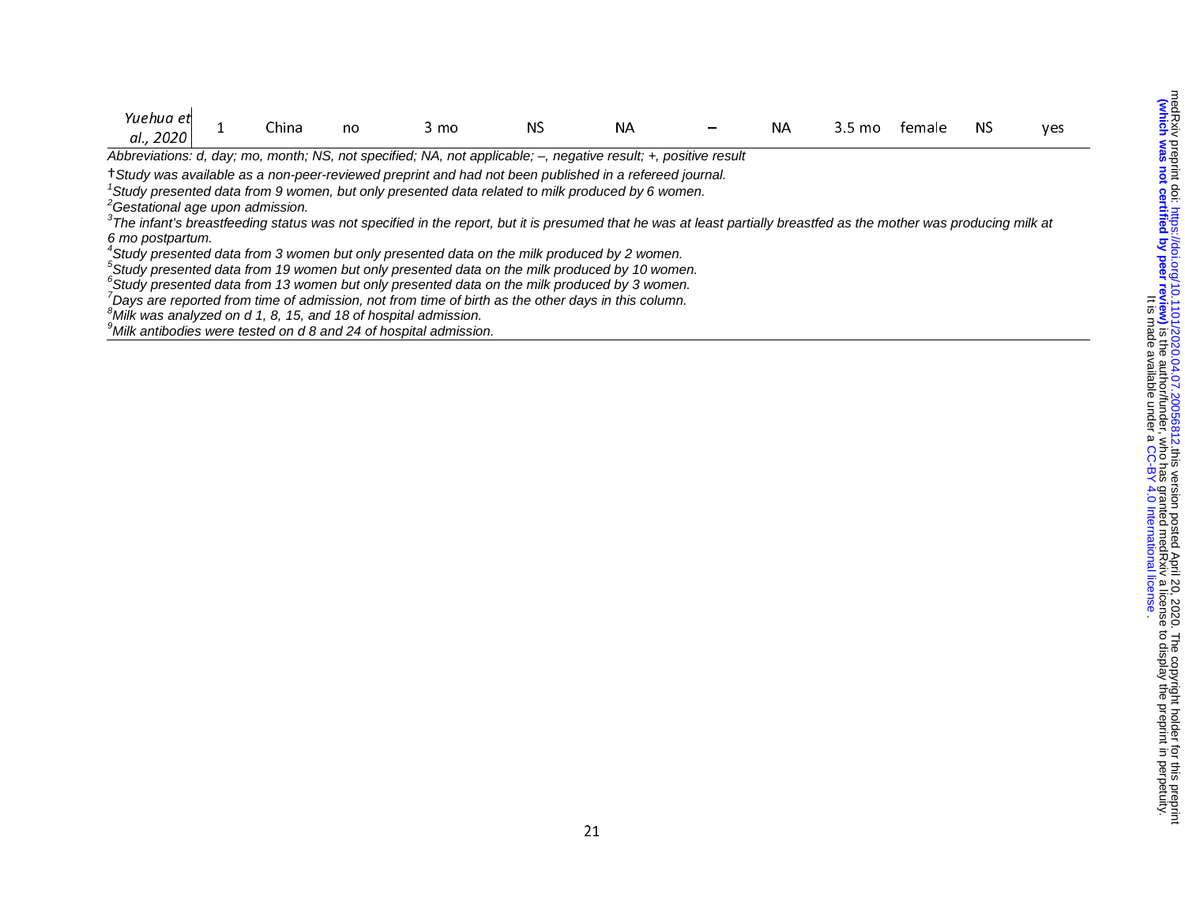| | | | | | | | | | | | | |
|---|---|---|---|---|---|---|---|---|---|---|---|---|
| *Yuehua et al., 2020* | 1 | China | no | 3 mo | NS | NA | – | NA | 3.5 mo | female | NS | yes |

*Abbreviations: d, day; mo, month; NS, not specified; NA, not applicable; –, negative result; +, positive result*

†*Study was available as a non-peer-reviewed preprint and had not been published in a refereed journal.*

[1]*Study presented data from 9 women, but only presented data related to milk produced by 6 women.*

[2]*Gestational age upon admission.*

[3]*The infant's breastfeeding status was not specified in the report, but it is presumed that he was at least partially breastfed as the mother was producing milk at 6 mo postpartum.*

[4]*Study presented data from 3 women but only presented data on the milk produced by 2 women.*

[5]*Study presented data from 19 women but only presented data on the milk produced by 10 women.*

[6]*Study presented data from 13 women but only presented data on the milk produced by 3 women.*

[7]*Days are reported from time of admission, not from time of birth as the other days in this column.*

[8]*Milk was analyzed on d 1, 8, 15, and 18 of hospital admission.*

[9]*Milk antibodies were tested on d 8 and 24 of hospital admission.*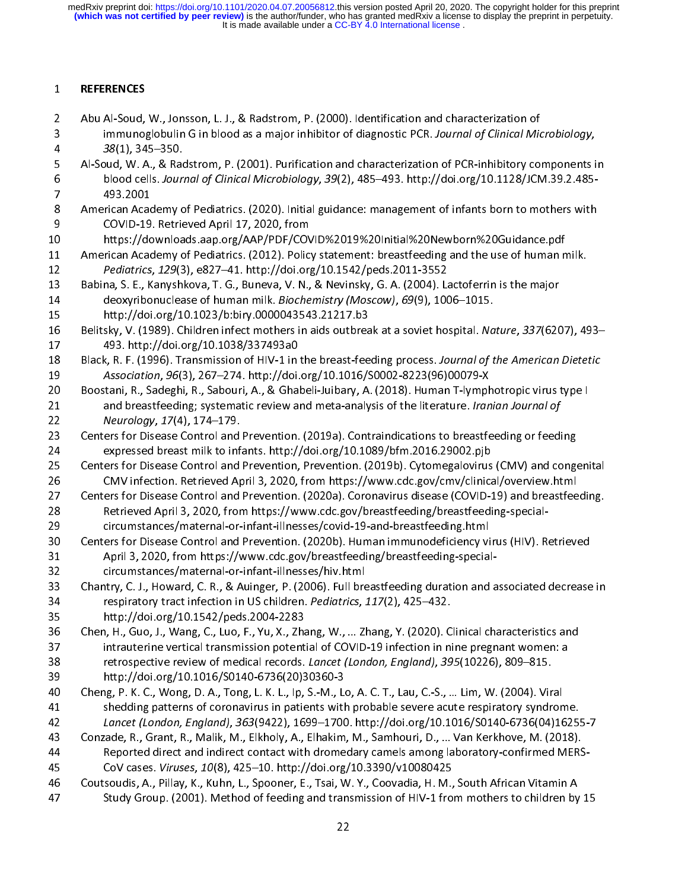## REFERENCES

Abu Al-Soud, W., Jonsson, L. J., & Radstrom, P. (2000). Identification and characterization of immunoglobulin G in blood as a major inhibitor of diagnostic PCR. *Journal of Clinical Microbiology*, *38*(1), 345–350.

Al-Soud, W. A., & Radstrom, P. (2001). Purification and characterization of PCR-inhibitory components in blood cells. *Journal of Clinical Microbiology*, *39*(2), 485–493. http://doi.org/10.1128/JCM.39.2.485-493.2001

American Academy of Pediatrics. (2020). Initial guidance: management of infants born to mothers with COVID-19. Retrieved April 17, 2020, from https://downloads.aap.org/AAP/PDF/COVID%2019%20Initial%20Newborn%20Guidance.pdf

American Academy of Pediatrics. (2012). Policy statement: breastfeeding and the use of human milk. *Pediatrics*, *129*(3), e827–41. http://doi.org/10.1542/peds.2011-3552

Babina, S. E., Kanyshkova, T. G., Buneva, V. N., & Nevinsky, G. A. (2004). Lactoferrin is the major deoxyribonuclease of human milk. *Biochemistry (Moscow)*, *69*(9), 1006–1015. http://doi.org/10.1023/b:biry.0000043543.21217.b3

Belitsky, V. (1989). Children infect mothers in aids outbreak at a soviet hospital. *Nature*, *337*(6207), 493–493. http://doi.org/10.1038/337493a0

Black, R. F. (1996). Transmission of HIV-1 in the breast-feeding process. *Journal of the American Dietetic Association*, *96*(3), 267–274. http://doi.org/10.1016/S0002-8223(96)00079-X

Boostani, R., Sadeghi, R., Sabouri, A., & Ghabeli-Juibary, A. (2018). Human T-lymphotropic virus type I and breastfeeding; systematic review and meta-analysis of the literature. *Iranian Journal of Neurology*, *17*(4), 174–179.

Centers for Disease Control and Prevention. (2019a). Contraindications to breastfeeding or feeding expressed breast milk to infants. http://doi.org/10.1089/bfm.2016.29002.pjb

Centers for Disease Control and Prevention, Prevention. (2019b). Cytomegalovirus (CMV) and congenital CMV infection. Retrieved April 3, 2020, from https://www.cdc.gov/cmv/clinical/overview.html

Centers for Disease Control and Prevention. (2020a). Coronavirus disease (COVID-19) and breastfeeding. Retrieved April 3, 2020, from https://www.cdc.gov/breastfeeding/breastfeeding-special-circumstances/maternal-or-infant-illnesses/covid-19-and-breastfeeding.html

Centers for Disease Control and Prevention. (2020b). Human immunodeficiency virus (HIV). Retrieved April 3, 2020, from https://www.cdc.gov/breastfeeding/breastfeeding-special-circumstances/maternal-or-infant-illnesses/hiv.html

Chantry, C. J., Howard, C. R., & Auinger, P. (2006). Full breastfeeding duration and associated decrease in respiratory tract infection in US children. *Pediatrics*, *117*(2), 425–432. http://doi.org/10.1542/peds.2004-2283

Chen, H., Guo, J., Wang, C., Luo, F., Yu, X., Zhang, W., ... Zhang, Y. (2020). Clinical characteristics and intrauterine vertical transmission potential of COVID-19 infection in nine pregnant women: a retrospective review of medical records. *Lancet (London, England)*, *395*(10226), 809–815. http://doi.org/10.1016/S0140-6736(20)30360-3

Cheng, P. K. C., Wong, D. A., Tong, L. K. L., Ip, S.-M., Lo, A. C. T., Lau, C.-S., ... Lim, W. (2004). Viral shedding patterns of coronavirus in patients with probable severe acute respiratory syndrome. *Lancet (London, England)*, *363*(9422), 1699–1700. http://doi.org/10.1016/S0140-6736(04)16255-7

Conzade, R., Grant, R., Malik, M., Elkholy, A., Elhakim, M., Samhouri, D., ... Van Kerkhove, M. (2018). Reported direct and indirect contact with dromedary camels among laboratory-confirmed MERS-CoV cases. *Viruses*, *10*(8), 425–10. http://doi.org/10.3390/v10080425

Coutsoudis, A., Pillay, K., Kuhn, L., Spooner, E., Tsai, W. Y., Coovadia, H. M., South African Vitamin A Study Group. (2001). Method of feeding and transmission of HIV-1 from mothers to children by 15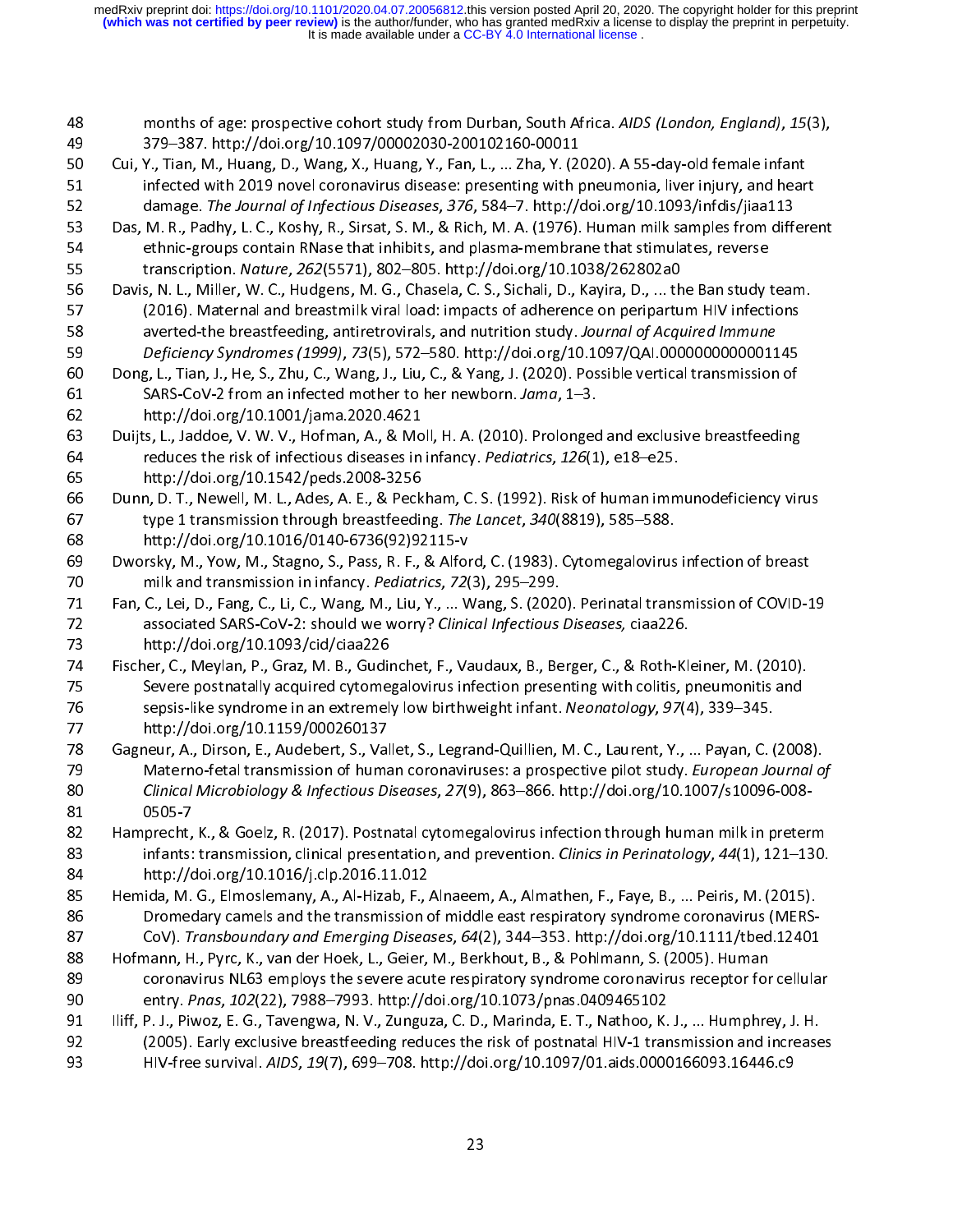months of age: prospective cohort study from Durban, South Africa. *AIDS (London, England)*, *15*(3), 379–387. http://doi.org/10.1097/00002030-200102160-00011

Cui, Y., Tian, M., Huang, D., Wang, X., Huang, Y., Fan, L., ... Zha, Y. (2020). A 55-day-old female infant infected with 2019 novel coronavirus disease: presenting with pneumonia, liver injury, and heart damage. *The Journal of Infectious Diseases*, *376*, 584–7. http://doi.org/10.1093/infdis/jiaa113

Das, M. R., Padhy, L. C., Koshy, R., Sirsat, S. M., & Rich, M. A. (1976). Human milk samples from different ethnic-groups contain RNase that inhibits, and plasma-membrane that stimulates, reverse transcription. *Nature*, *262*(5571), 802–805. http://doi.org/10.1038/262802a0

Davis, N. L., Miller, W. C., Hudgens, M. G., Chasela, C. S., Sichali, D., Kayira, D., ... the Ban study team. (2016). Maternal and breastmilk viral load: impacts of adherence on peripartum HIV infections averted-the breastfeeding, antiretrovirals, and nutrition study. *Journal of Acquired Immune Deficiency Syndromes (1999)*, *73*(5), 572–580. http://doi.org/10.1097/QAI.0000000000001145

Dong, L., Tian, J., He, S., Zhu, C., Wang, J., Liu, C., & Yang, J. (2020). Possible vertical transmission of SARS-CoV-2 from an infected mother to her newborn. *Jama*, 1–3. http://doi.org/10.1001/jama.2020.4621

Duijts, L., Jaddoe, V. W. V., Hofman, A., & Moll, H. A. (2010). Prolonged and exclusive breastfeeding reduces the risk of infectious diseases in infancy. *Pediatrics*, *126*(1), e18–e25. http://doi.org/10.1542/peds.2008-3256

Dunn, D. T., Newell, M. L., Ades, A. E., & Peckham, C. S. (1992). Risk of human immunodeficiency virus type 1 transmission through breastfeeding. *The Lancet*, *340*(8819), 585–588. http://doi.org/10.1016/0140-6736(92)92115-v

Dworsky, M., Yow, M., Stagno, S., Pass, R. F., & Alford, C. (1983). Cytomegalovirus infection of breast milk and transmission in infancy. *Pediatrics*, *72*(3), 295–299.

Fan, C., Lei, D., Fang, C., Li, C., Wang, M., Liu, Y., ... Wang, S. (2020). Perinatal transmission of COVID-19 associated SARS-CoV-2: should we worry? *Clinical Infectious Diseases,* ciaa226. http://doi.org/10.1093/cid/ciaa226

Fischer, C., Meylan, P., Graz, M. B., Gudinchet, F., Vaudaux, B., Berger, C., & Roth-Kleiner, M. (2010). Severe postnatally acquired cytomegalovirus infection presenting with colitis, pneumonitis and sepsis-like syndrome in an extremely low birthweight infant. *Neonatology*, *97*(4), 339–345. http://doi.org/10.1159/000260137

Gagneur, A., Dirson, E., Audebert, S., Vallet, S., Legrand-Quillien, M. C., Laurent, Y., ... Payan, C. (2008). Materno-fetal transmission of human coronaviruses: a prospective pilot study. *European Journal of Clinical Microbiology & Infectious Diseases*, *27*(9), 863–866. http://doi.org/10.1007/s10096-008-0505-7

Hamprecht, K., & Goelz, R. (2017). Postnatal cytomegalovirus infection through human milk in preterm infants: transmission, clinical presentation, and prevention. *Clinics in Perinatology*, *44*(1), 121–130. http://doi.org/10.1016/j.clp.2016.11.012

Hemida, M. G., Elmoslemany, A., Al-Hizab, F., Alnaeem, A., Almathen, F., Faye, B., ... Peiris, M. (2015). Dromedary camels and the transmission of middle east respiratory syndrome coronavirus (MERS-CoV). *Transboundary and Emerging Diseases*, *64*(2), 344–353. http://doi.org/10.1111/tbed.12401

Hofmann, H., Pyrc, K., van der Hoek, L., Geier, M., Berkhout, B., & Pohlmann, S. (2005). Human coronavirus NL63 employs the severe acute respiratory syndrome coronavirus receptor for cellular entry. *Pnas*, *102*(22), 7988–7993. http://doi.org/10.1073/pnas.0409465102

Iliff, P. J., Piwoz, E. G., Tavengwa, N. V., Zunguza, C. D., Marinda, E. T., Nathoo, K. J., ... Humphrey, J. H. (2005). Early exclusive breastfeeding reduces the risk of postnatal HIV-1 transmission and increases HIV-free survival. *AIDS*, *19*(7), 699–708. http://doi.org/10.1097/01.aids.0000166093.16446.c9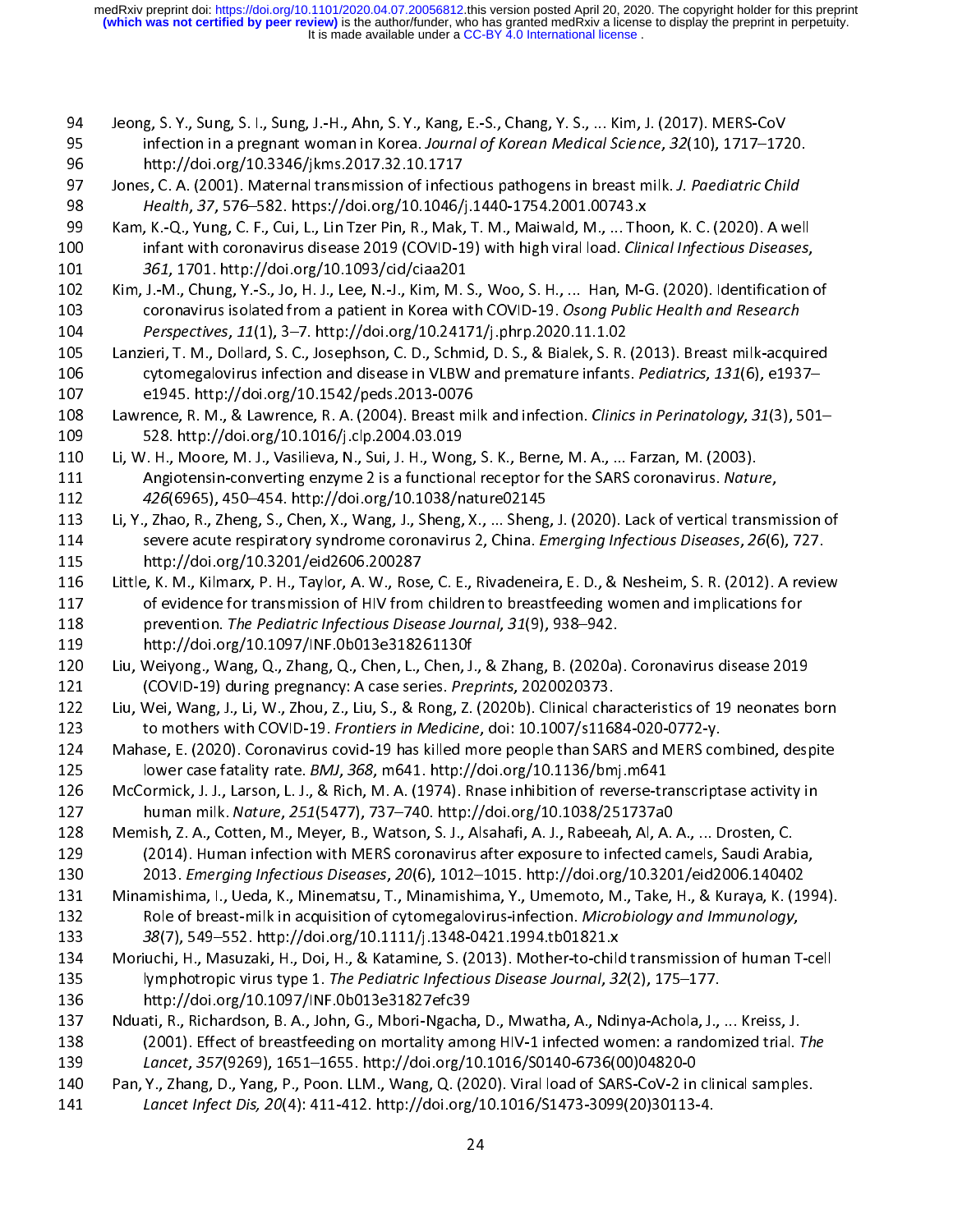Jeong, S. Y., Sung, S. I., Sung, J.-H., Ahn, S. Y., Kang, E.-S., Chang, Y. S., ... Kim, J. (2017). MERS-CoV infection in a pregnant woman in Korea. *Journal of Korean Medical Science*, *32*(10), 1717–1720. http://doi.org/10.3346/jkms.2017.32.10.1717

Jones, C. A. (2001). Maternal transmission of infectious pathogens in breast milk. *J. Paediatric Child Health*, *37*, 576–582. https://doi.org/10.1046/j.1440-1754.2001.00743.x

Kam, K.-Q., Yung, C. F., Cui, L., Lin Tzer Pin, R., Mak, T. M., Maiwald, M., ... Thoon, K. C. (2020). A well infant with coronavirus disease 2019 (COVID-19) with high viral load. *Clinical Infectious Diseases*, *361*, 1701. http://doi.org/10.1093/cid/ciaa201

Kim, J.-M., Chung, Y.-S., Jo, H. J., Lee, N.-J., Kim, M. S., Woo, S. H., ... Han, M-G. (2020). Identification of coronavirus isolated from a patient in Korea with COVID-19. *Osong Public Health and Research Perspectives*, *11*(1), 3–7. http://doi.org/10.24171/j.phrp.2020.11.1.02

Lanzieri, T. M., Dollard, S. C., Josephson, C. D., Schmid, D. S., & Bialek, S. R. (2013). Breast milk-acquired cytomegalovirus infection and disease in VLBW and premature infants. *Pediatrics*, *131*(6), e1937–e1945. http://doi.org/10.1542/peds.2013-0076

Lawrence, R. M., & Lawrence, R. A. (2004). Breast milk and infection. *Clinics in Perinatology*, *31*(3), 501–528. http://doi.org/10.1016/j.clp.2004.03.019

Li, W. H., Moore, M. J., Vasilieva, N., Sui, J. H., Wong, S. K., Berne, M. A., ... Farzan, M. (2003). Angiotensin-converting enzyme 2 is a functional receptor for the SARS coronavirus. *Nature*, *426*(6965), 450–454. http://doi.org/10.1038/nature02145

Li, Y., Zhao, R., Zheng, S., Chen, X., Wang, J., Sheng, X., ... Sheng, J. (2020). Lack of vertical transmission of severe acute respiratory syndrome coronavirus 2, China. *Emerging Infectious Diseases*, *26*(6), 727. http://doi.org/10.3201/eid2606.200287

Little, K. M., Kilmarx, P. H., Taylor, A. W., Rose, C. E., Rivadeneira, E. D., & Nesheim, S. R. (2012). A review of evidence for transmission of HIV from children to breastfeeding women and implications for prevention. *The Pediatric Infectious Disease Journal*, *31*(9), 938–942. http://doi.org/10.1097/INF.0b013e318261130f

Liu, Weiyong., Wang, Q., Zhang, Q., Chen, L., Chen, J., & Zhang, B. (2020a). Coronavirus disease 2019 (COVID-19) during pregnancy: A case series. *Preprints*, 2020020373.

Liu, Wei, Wang, J., Li, W., Zhou, Z., Liu, S., & Rong, Z. (2020b). Clinical characteristics of 19 neonates born to mothers with COVID-19. *Frontiers in Medicine*, doi: 10.1007/s11684-020-0772-y.

Mahase, E. (2020). Coronavirus covid-19 has killed more people than SARS and MERS combined, despite lower case fatality rate. *BMJ*, *368*, m641. http://doi.org/10.1136/bmj.m641

McCormick, J. J., Larson, L. J., & Rich, M. A. (1974). Rnase inhibition of reverse-transcriptase activity in human milk. *Nature*, *251*(5477), 737–740. http://doi.org/10.1038/251737a0

Memish, Z. A., Cotten, M., Meyer, B., Watson, S. J., Alsahafi, A. J., Rabeeah, Al, A. A., ... Drosten, C. (2014). Human infection with MERS coronavirus after exposure to infected camels, Saudi Arabia, 2013. *Emerging Infectious Diseases*, *20*(6), 1012–1015. http://doi.org/10.3201/eid2006.140402

Minamishima, I., Ueda, K., Minematsu, T., Minamishima, Y., Umemoto, M., Take, H., & Kuraya, K. (1994). Role of breast-milk in acquisition of cytomegalovirus-infection. *Microbiology and Immunology*, *38*(7), 549–552. http://doi.org/10.1111/j.1348-0421.1994.tb01821.x

Moriuchi, H., Masuzaki, H., Doi, H., & Katamine, S. (2013). Mother-to-child transmission of human T-cell lymphotropic virus type 1. *The Pediatric Infectious Disease Journal*, *32*(2), 175–177. http://doi.org/10.1097/INF.0b013e31827efc39

Nduati, R., Richardson, B. A., John, G., Mbori-Ngacha, D., Mwatha, A., Ndinya-Achola, J., ... Kreiss, J. (2001). Effect of breastfeeding on mortality among HIV-1 infected women: a randomized trial. *The Lancet*, *357*(9269), 1651–1655. http://doi.org/10.1016/S0140-6736(00)04820-0

Pan, Y., Zhang, D., Yang, P., Poon. LLM., Wang, Q. (2020). Viral load of SARS-CoV-2 in clinical samples. *Lancet Infect Dis, 20*(4): 411-412. http://doi.org/10.1016/S1473-3099(20)30113-4.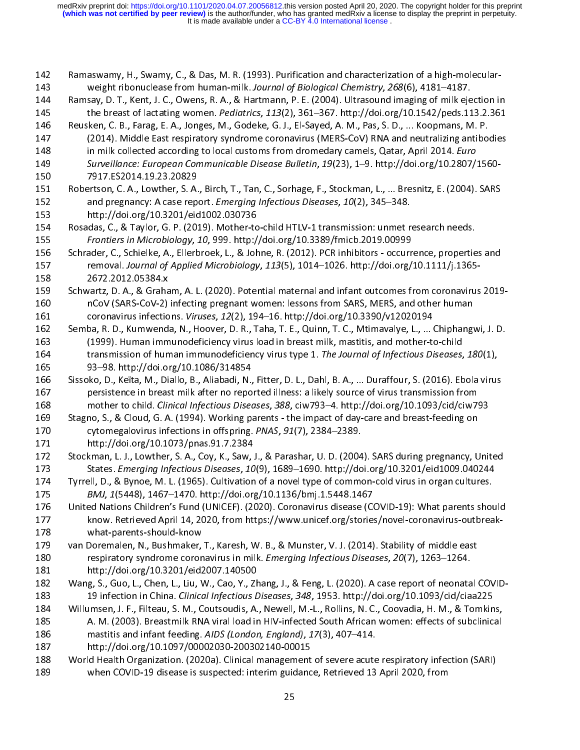Ramaswamy, H., Swamy, C., & Das, M. R. (1993). Purification and characterization of a high-molecular-weight ribonuclease from human-milk. *Journal of Biological Chemistry*, *268*(6), 4181–4187.

Ramsay, D. T., Kent, J. C., Owens, R. A., & Hartmann, P. E. (2004). Ultrasound imaging of milk ejection in the breast of lactating women. *Pediatrics*, *113*(2), 361–367. http://doi.org/10.1542/peds.113.2.361

Reusken, C. B., Farag, E. A., Jonges, M., Godeke, G. J., El-Sayed, A. M., Pas, S. D., ... Koopmans, M. P. (2014). Middle East respiratory syndrome coronavirus (MERS-CoV) RNA and neutralizing antibodies in milk collected according to local customs from dromedary camels, Qatar, April 2014. *Euro Surveillance: European Communicable Disease Bulletin*, *19*(23), 1–9. http://doi.org/10.2807/1560-7917.ES2014.19.23.20829

Robertson, C. A., Lowther, S. A., Birch, T., Tan, C., Sorhage, F., Stockman, L., ... Bresnitz, E. (2004). SARS and pregnancy: A case report. *Emerging Infectious Diseases*, *10*(2), 345–348. http://doi.org/10.3201/eid1002.030736

Rosadas, C., & Taylor, G. P. (2019). Mother-to-child HTLV-1 transmission: unmet research needs. *Frontiers in Microbiology*, *10*, 999. http://doi.org/10.3389/fmicb.2019.00999

Schrader, C., Schielke, A., Ellerbroek, L., & Johne, R. (2012). PCR inhibitors - occurrence, properties and removal. *Journal of Applied Microbiology*, *113*(5), 1014–1026. http://doi.org/10.1111/j.1365-2672.2012.05384.x

Schwartz, D. A., & Graham, A. L. (2020). Potential maternal and infant outcomes from coronavirus 2019-nCoV (SARS-CoV-2) infecting pregnant women: lessons from SARS, MERS, and other human coronavirus infections. *Viruses*, *12*(2), 194–16. http://doi.org/10.3390/v12020194

Semba, R. D., Kumwenda, N., Hoover, D. R., Taha, T. E., Quinn, T. C., Mtimavalye, L., ... Chiphangwi, J. D. (1999). Human immunodeficiency virus load in breast milk, mastitis, and mother-to-child transmission of human immunodeficiency virus type 1. *The Journal of Infectious Diseases*, *180*(1), 93–98. http://doi.org/10.1086/314854

Sissoko, D., Keïta, M., Diallo, B., Aliabadi, N., Fitter, D. L., Dahl, B. A., ... Duraffour, S. (2016). Ebola virus persistence in breast milk after no reported illness: a likely source of virus transmission from mother to child. *Clinical Infectious Diseases*, *388*, ciw793–4. http://doi.org/10.1093/cid/ciw793

Stagno, S., & Cloud, G. A. (1994). Working parents - the impact of day-care and breast-feeding on cytomegalovirus infections in offspring. *PNAS*, *91*(7), 2384–2389. http://doi.org/10.1073/pnas.91.7.2384

Stockman, L. J., Lowther, S. A., Coy, K., Saw, J., & Parashar, U. D. (2004). SARS during pregnancy, United States. *Emerging Infectious Diseases*, *10*(9), 1689–1690. http://doi.org/10.3201/eid1009.040244

Tyrrell, D., & Bynoe, M. L. (1965). Cultivation of a novel type of common-cold virus in organ cultures. *BMJ*, *1*(5448), 1467–1470. http://doi.org/10.1136/bmj.1.5448.1467

United Nations Children's Fund (UNICEF). (2020). Coronavirus disease (COVID-19): What parents should know. Retrieved April 14, 2020, from https://www.unicef.org/stories/novel-coronavirus-outbreak-what-parents-should-know

van Doremalen, N., Bushmaker, T., Karesh, W. B., & Munster, V. J. (2014). Stability of middle east respiratory syndrome coronavirus in milk. *Emerging Infectious Diseases*, *20*(7), 1263–1264. http://doi.org/10.3201/eid2007.140500

Wang, S., Guo, L., Chen, L., Liu, W., Cao, Y., Zhang, J., & Feng, L. (2020). A case report of neonatal COVID-19 infection in China. *Clinical Infectious Diseases*, *348*, 1953. http://doi.org/10.1093/cid/ciaa225

Willumsen, J. F., Filteau, S. M., Coutsoudis, A., Newell, M.-L., Rollins, N. C., Coovadia, H. M., & Tomkins, A. M. (2003). Breastmilk RNA viral load in HIV-infected South African women: effects of subclinical mastitis and infant feeding. *AIDS (London, England)*, *17*(3), 407–414. http://doi.org/10.1097/00002030-200302140-00015

World Health Organization. (2020a). Clinical management of severe acute respiratory infection (SARI) when COVID-19 disease is suspected: interim guidance, Retrieved 13 April 2020, from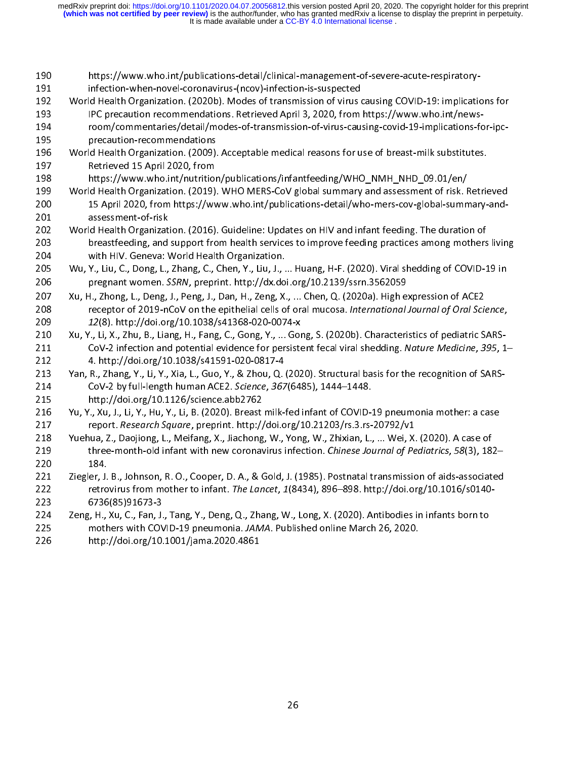https://www.who.int/publications-detail/clinical-management-of-severe-acute-respiratory-infection-when-novel-coronavirus-(ncov)-infection-is-suspected

World Health Organization. (2020b). Modes of transmission of virus causing COVID-19: implications for IPC precaution recommendations. Retrieved April 3, 2020, from https://www.who.int/news-room/commentaries/detail/modes-of-transmission-of-virus-causing-covid-19-implications-for-ipc-precaution-recommendations

World Health Organization. (2009). Acceptable medical reasons for use of breast-milk substitutes. Retrieved 15 April 2020, from https://www.who.int/nutrition/publications/infantfeeding/WHO_NMH_NHD_09.01/en/

World Health Organization. (2019). WHO MERS-CoV global summary and assessment of risk. Retrieved 15 April 2020, from https://www.who.int/publications-detail/who-mers-cov-global-summary-and-assessment-of-risk

World Health Organization. (2016). Guideline: Updates on HIV and infant feeding. The duration of breastfeeding, and support from health services to improve feeding practices among mothers living with HIV. Geneva: World Health Organization.

Wu, Y., Liu, C., Dong, L., Zhang, C., Chen, Y., Liu, J., ... Huang, H-F. (2020). Viral shedding of COVID-19 in pregnant women. *SSRN*, preprint. http://dx.doi.org/10.2139/ssrn.3562059

Xu, H., Zhong, L., Deng, J., Peng, J., Dan, H., Zeng, X., ... Chen, Q. (2020a). High expression of ACE2 receptor of 2019-nCoV on the epithelial cells of oral mucosa. *International Journal of Oral Science*, *12*(8). http://doi.org/10.1038/s41368-020-0074-x

Xu, Y., Li, X., Zhu, B., Liang, H., Fang, C., Gong, Y., ... Gong, S. (2020b). Characteristics of pediatric SARS-CoV-2 infection and potential evidence for persistent fecal viral shedding. *Nature Medicine*, *395*, 1–4. http://doi.org/10.1038/s41591-020-0817-4

Yan, R., Zhang, Y., Li, Y., Xia, L., Guo, Y., & Zhou, Q. (2020). Structural basis for the recognition of SARS-CoV-2 by full-length human ACE2. *Science*, *367*(6485), 1444–1448. http://doi.org/10.1126/science.abb2762

Yu, Y., Xu, J., Li, Y., Hu, Y., Li, B. (2020). Breast milk-fed infant of COVID-19 pneumonia mother: a case report. *Research Square*, preprint. http://doi.org/10.21203/rs.3.rs-20792/v1

Yuehua, Z., Daojiong, L., Meifang, X., Jiachong, W., Yong, W., Zhixian, L., ... Wei, X. (2020). A case of three-month-old infant with new coronavirus infection. *Chinese Journal of Pediatrics*, *58*(3), 182–184.

Ziegler, J. B., Johnson, R. O., Cooper, D. A., & Gold, J. (1985). Postnatal transmission of aids-associated retrovirus from mother to infant. *The Lancet*, *1*(8434), 896–898. http://doi.org/10.1016/s0140-6736(85)91673-3

Zeng, H., Xu, C., Fan, J., Tang, Y., Deng, Q., Zhang, W., Long, X. (2020). Antibodies in infants born to mothers with COVID-19 pneumonia. *JAMA*. Published online March 26, 2020. http://doi.org/10.1001/jama.2020.4861